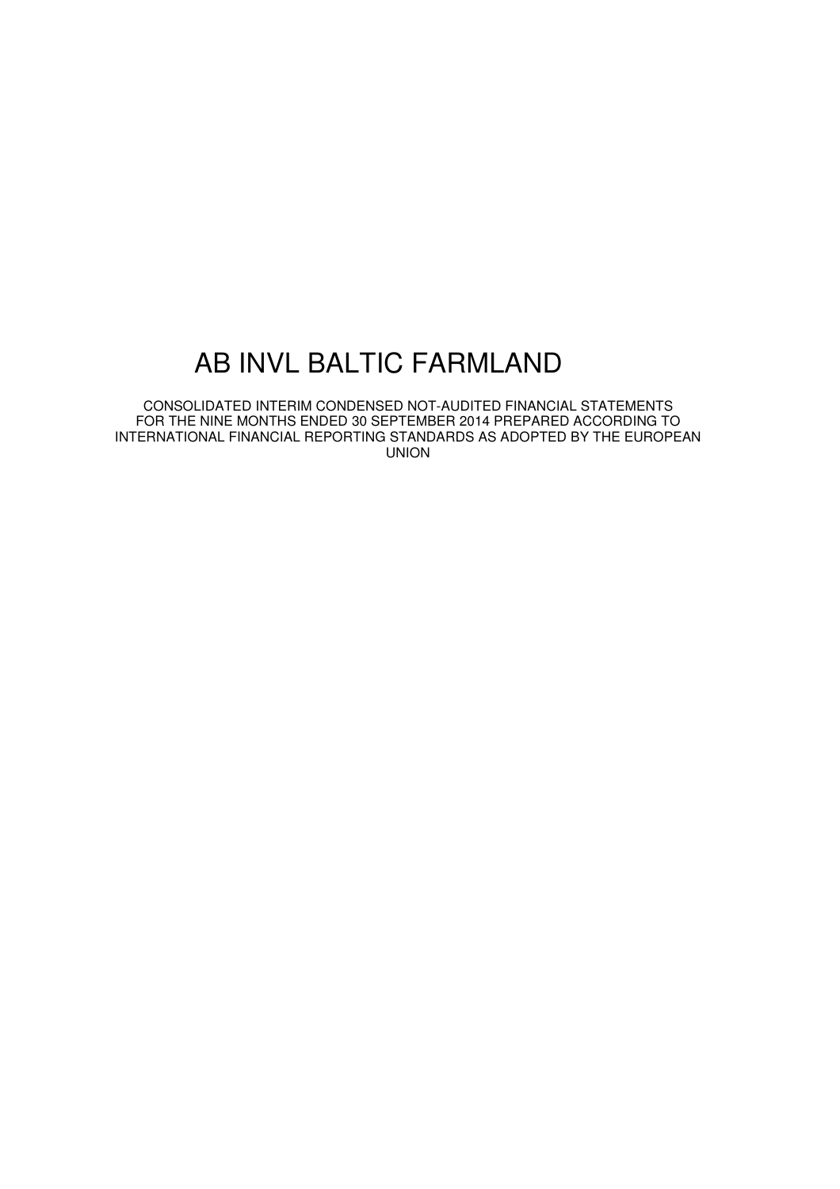# AB INVL BALTIC FARMLAND

CONSOLIDATED INTERIM CONDENSED NOT-AUDITED FINANCIAL STATEMENTS FOR THE NINE MONTHS ENDED 30 SEPTEMBER 2014 PREPARED ACCORDING TO INTERNATIONAL FINANCIAL REPORTING STANDARDS AS ADOPTED BY THE EUROPEAN UNION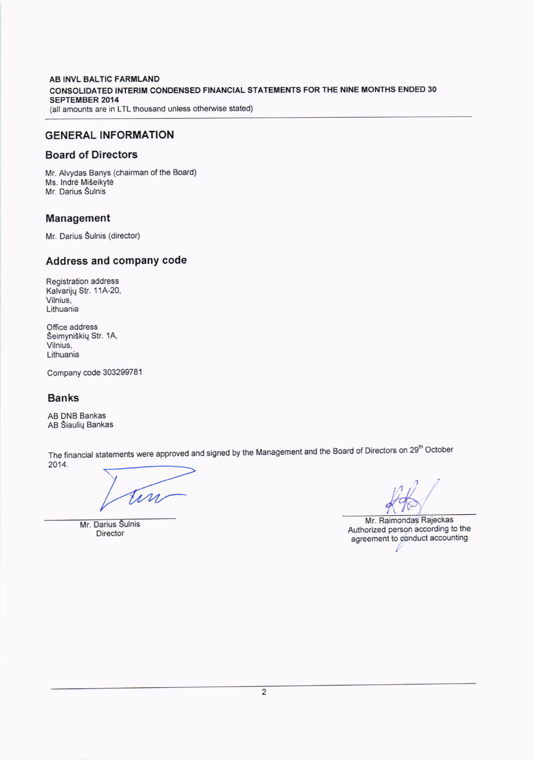AB INVL BALTIC FARMLAND

CONSOLIDATED INTERIM CONDENSED FINANCIAL STATEMENTS FOR THE NINE MONTHS ENDED 30 SEPTEMBER 2014

(all amounts are in LTL thousand unless otherwise stated)

# GENERAL INFORMATION

## Board of Directors

Mr. Alvydas Banys (chairman of the Board)
Ms. Indrė Mišeikytė
Mr. Darius Šulnis

## Management

Mr. Darius Šulnis (director)

## Address and company code

Registration address
Kalvarijų Str. 11A-20,
Vilnius,
Lithuania

Office address
Šeimyniškių Str. 1A,
Vilnius,
Lithuania

Company code 303299781

## Banks

AB DNB Bankas
AB Šiaulių Bankas

The financial statements were approved and signed by the Management and the Board of Directors on 29th October 2014.

Mr. Darius Šulnis
Director

Mr. Raimondas Rajeckas
Authorized person according to the agreement to conduct accounting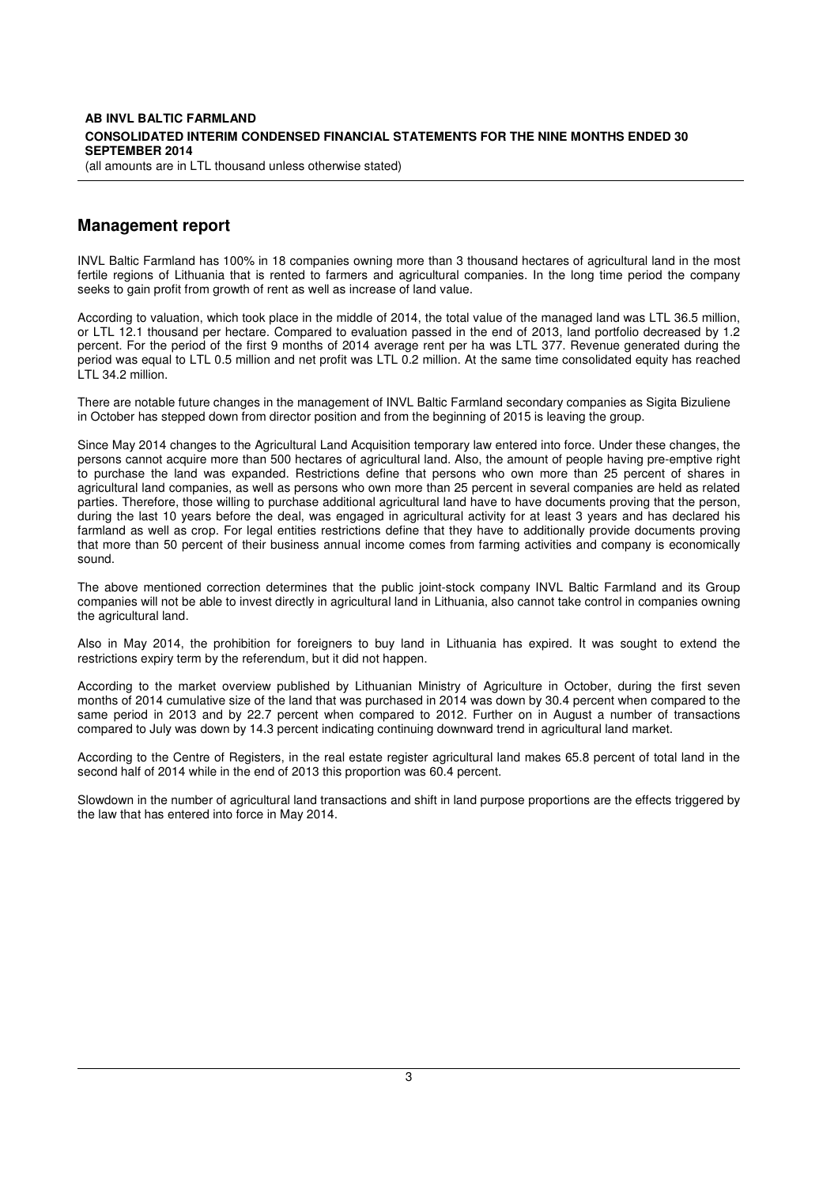## Management report

INVL Baltic Farmland has 100% in 18 companies owning more than 3 thousand hectares of agricultural land in the most fertile regions of Lithuania that is rented to farmers and agricultural companies. In the long time period the company seeks to gain profit from growth of rent as well as increase of land value.

According to valuation, which took place in the middle of 2014, the total value of the managed land was LTL 36.5 million, or LTL 12.1 thousand per hectare. Compared to evaluation passed in the end of 2013, land portfolio decreased by 1.2 percent. For the period of the first 9 months of 2014 average rent per ha was LTL 377. Revenue generated during the period was equal to LTL 0.5 million and net profit was LTL 0.2 million. At the same time consolidated equity has reached LTL 34.2 million.

There are notable future changes in the management of INVL Baltic Farmland secondary companies as Sigita Bizuliene in October has stepped down from director position and from the beginning of 2015 is leaving the group.

Since May 2014 changes to the Agricultural Land Acquisition temporary law entered into force. Under these changes, the persons cannot acquire more than 500 hectares of agricultural land. Also, the amount of people having pre-emptive right to purchase the land was expanded. Restrictions define that persons who own more than 25 percent of shares in agricultural land companies, as well as persons who own more than 25 percent in several companies are held as related parties. Therefore, those willing to purchase additional agricultural land have to have documents proving that the person, during the last 10 years before the deal, was engaged in agricultural activity for at least 3 years and has declared his farmland as well as crop. For legal entities restrictions define that they have to additionally provide documents proving that more than 50 percent of their business annual income comes from farming activities and company is economically sound.

The above mentioned correction determines that the public joint-stock company INVL Baltic Farmland and its Group companies will not be able to invest directly in agricultural land in Lithuania, also cannot take control in companies owning the agricultural land.

Also in May 2014, the prohibition for foreigners to buy land in Lithuania has expired. It was sought to extend the restrictions expiry term by the referendum, but it did not happen.

According to the market overview published by Lithuanian Ministry of Agriculture in October, during the first seven months of 2014 cumulative size of the land that was purchased in 2014 was down by 30.4 percent when compared to the same period in 2013 and by 22.7 percent when compared to 2012. Further on in August a number of transactions compared to July was down by 14.3 percent indicating continuing downward trend in agricultural land market.

According to the Centre of Registers, in the real estate register agricultural land makes 65.8 percent of total land in the second half of 2014 while in the end of 2013 this proportion was 60.4 percent.

Slowdown in the number of agricultural land transactions and shift in land purpose proportions are the effects triggered by the law that has entered into force in May 2014.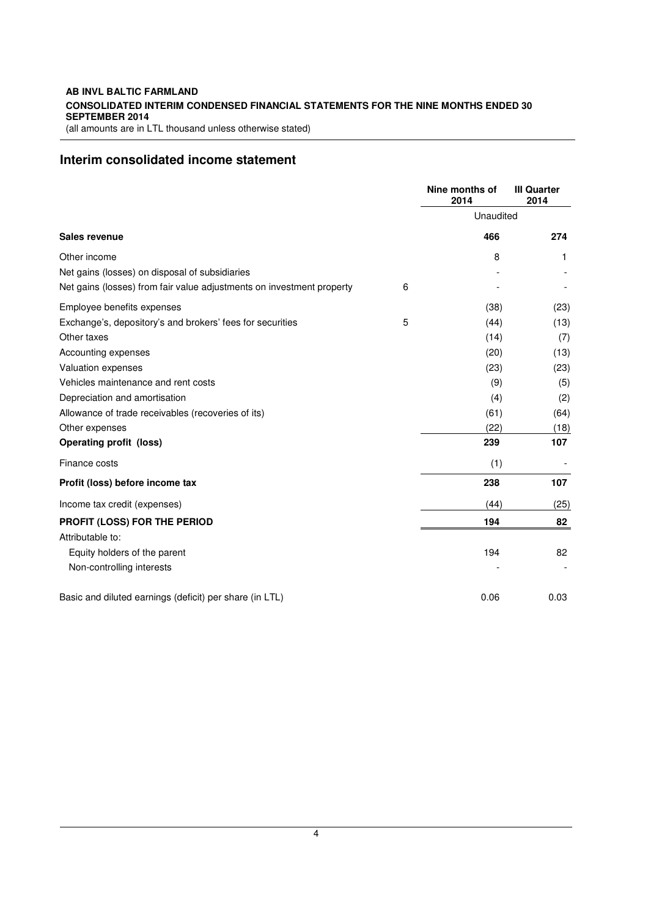**AB INVL BALTIC FARMLAND**
**CONSOLIDATED INTERIM CONDENSED FINANCIAL STATEMENTS FOR THE NINE MONTHS ENDED 30 SEPTEMBER 2014**
(all amounts are in LTL thousand unless otherwise stated)

## Interim consolidated income statement

| | | Nine months of 2014 | III Quarter 2014 |
|---|---|---|---|
| | | Unaudited | |
| **Sales revenue** | | **466** | **274** |
| Other income | | 8 | 1 |
| Net gains (losses) on disposal of subsidiaries | | - | - |
| Net gains (losses) from fair value adjustments on investment property | 6 | - | - |
| Employee benefits expenses | | (38) | (23) |
| Exchange's, depository's and brokers' fees for securities | 5 | (44) | (13) |
| Other taxes | | (14) | (7) |
| Accounting expenses | | (20) | (13) |
| Valuation expenses | | (23) | (23) |
| Vehicles maintenance and rent costs | | (9) | (5) |
| Depreciation and amortisation | | (4) | (2) |
| Allowance of trade receivables (recoveries of its) | | (61) | (64) |
| Other expenses | | (22) | (18) |
| **Operating profit (loss)** | | **239** | **107** |
| Finance costs | | (1) | - |
| **Profit (loss) before income tax** | | **238** | **107** |
| Income tax credit (expenses) | | (44) | (25) |
| **PROFIT (LOSS) FOR THE PERIOD** | | **194** | **82** |
| Attributable to: | | | |
| Equity holders of the parent | | 194 | 82 |
| Non-controlling interests | | - | - |
| Basic and diluted earnings (deficit) per share (in LTL) | | 0.06 | 0.03 |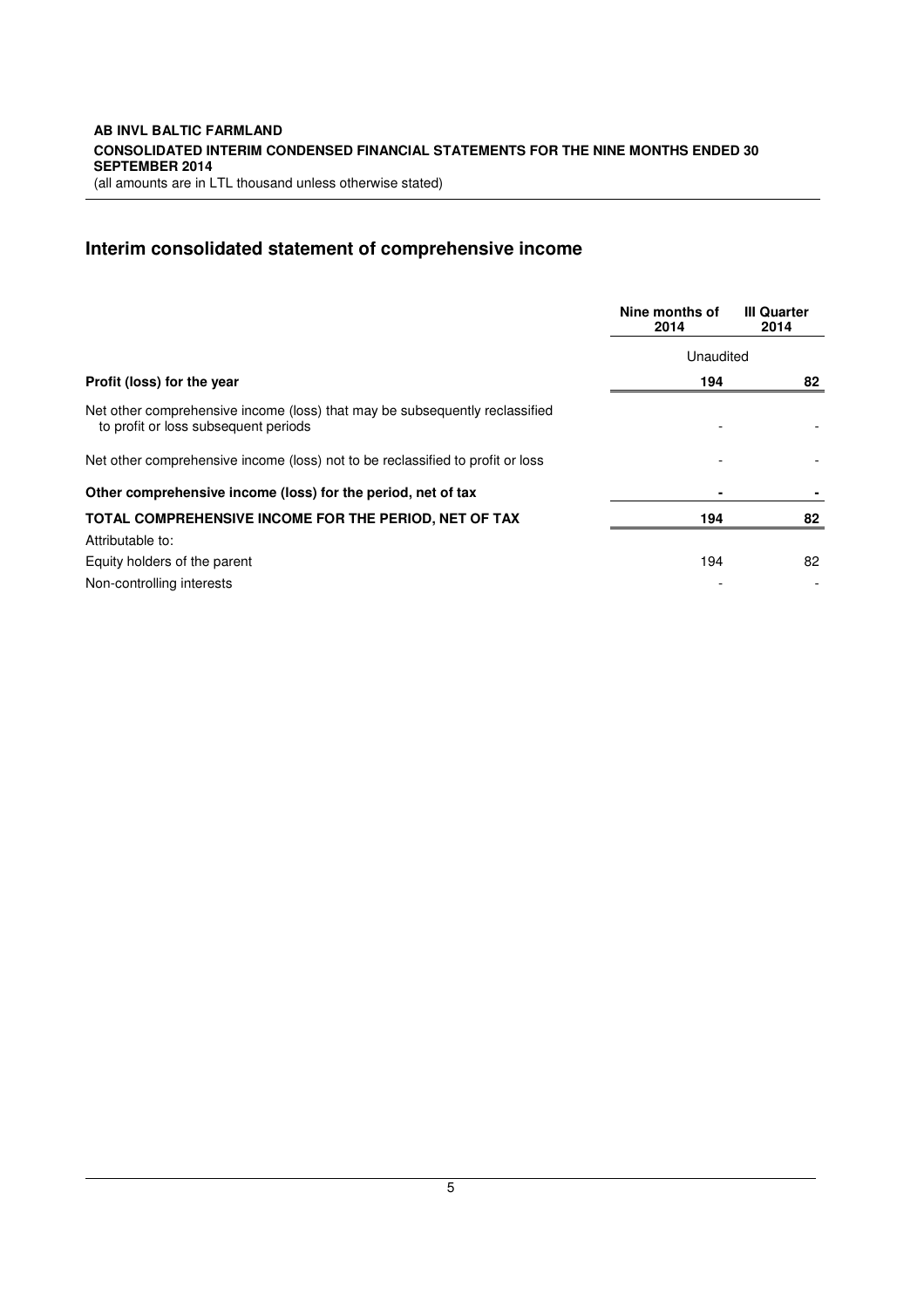## Interim consolidated statement of comprehensive income

| | Nine months of 2014 | III Quarter 2014 |
|---|---|---|
| | Unaudited | |
| **Profit (loss) for the year** | **194** | **82** |
| Net other comprehensive income (loss) that may be subsequently reclassified to profit or loss subsequent periods | - | - |
| Net other comprehensive income (loss) not to be reclassified to profit or loss | - | - |
| **Other comprehensive income (loss) for the period, net of tax** | **-** | **-** |
| **TOTAL COMPREHENSIVE INCOME FOR THE PERIOD, NET OF TAX** | **194** | **82** |
| Attributable to: | | |
| Equity holders of the parent | 194 | 82 |
| Non-controlling interests | - | - |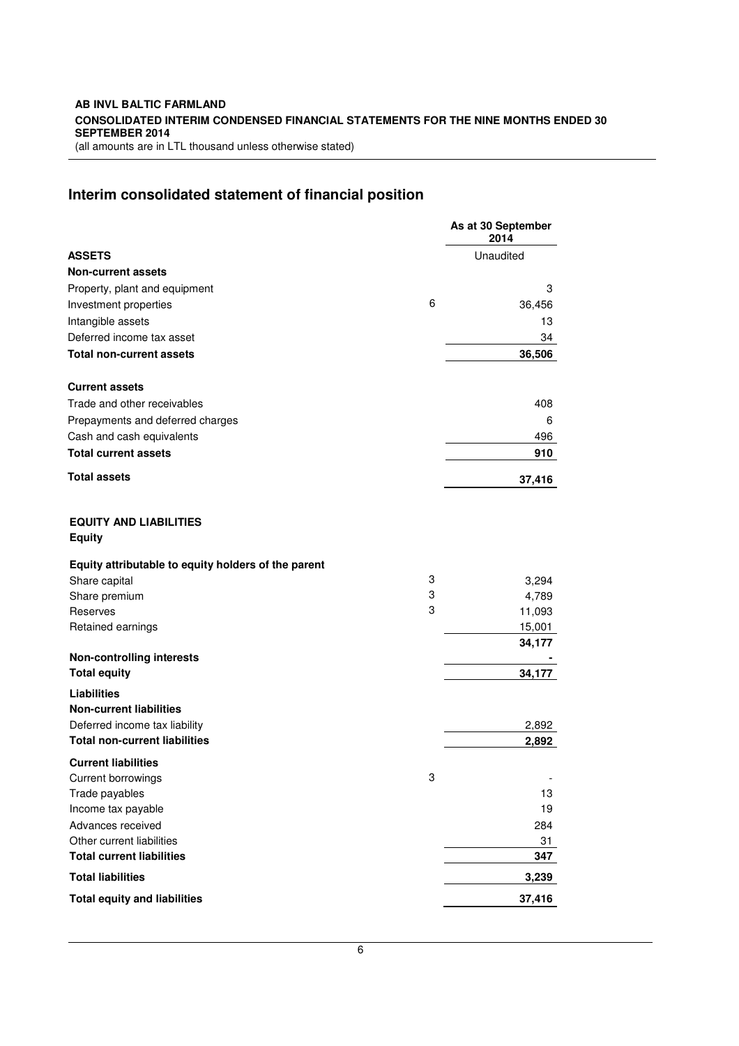## Interim consolidated statement of financial position

| | Notes | As at 30 September 2014 |
|---|---|---|
| **ASSETS** | | Unaudited |
| **Non-current assets** | | |
| Property, plant and equipment | | 3 |
| Investment properties | 6 | 36,456 |
| Intangible assets | | 13 |
| Deferred income tax asset | | 34 |
| **Total non-current assets** | | **36,506** |
| | | |
| **Current assets** | | |
| Trade and other receivables | | 408 |
| Prepayments and deferred charges | | 6 |
| Cash and cash equivalents | | 496 |
| **Total current assets** | | **910** |
| **Total assets** | | **37,416** |
| | | |
| **EQUITY AND LIABILITIES** | | |
| **Equity** | | |
| **Equity attributable to equity holders of the parent** | | |
| Share capital | 3 | 3,294 |
| Share premium | 3 | 4,789 |
| Reserves | 3 | 11,093 |
| Retained earnings | | 15,001 |
| | | **34,177** |
| **Non-controlling interests** | | **-** |
| **Total equity** | | **34,177** |
| **Liabilities** | | |
| **Non-current liabilities** | | |
| Deferred income tax liability | | 2,892 |
| **Total non-current liabilities** | | **2,892** |
| **Current liabilities** | | |
| Current borrowings | 3 | - |
| Trade payables | | 13 |
| Income tax payable | | 19 |
| Advances received | | 284 |
| Other current liabilities | | 31 |
| **Total current liabilities** | | **347** |
| **Total liabilities** | | **3,239** |
| **Total equity and liabilities** | | **37,416** |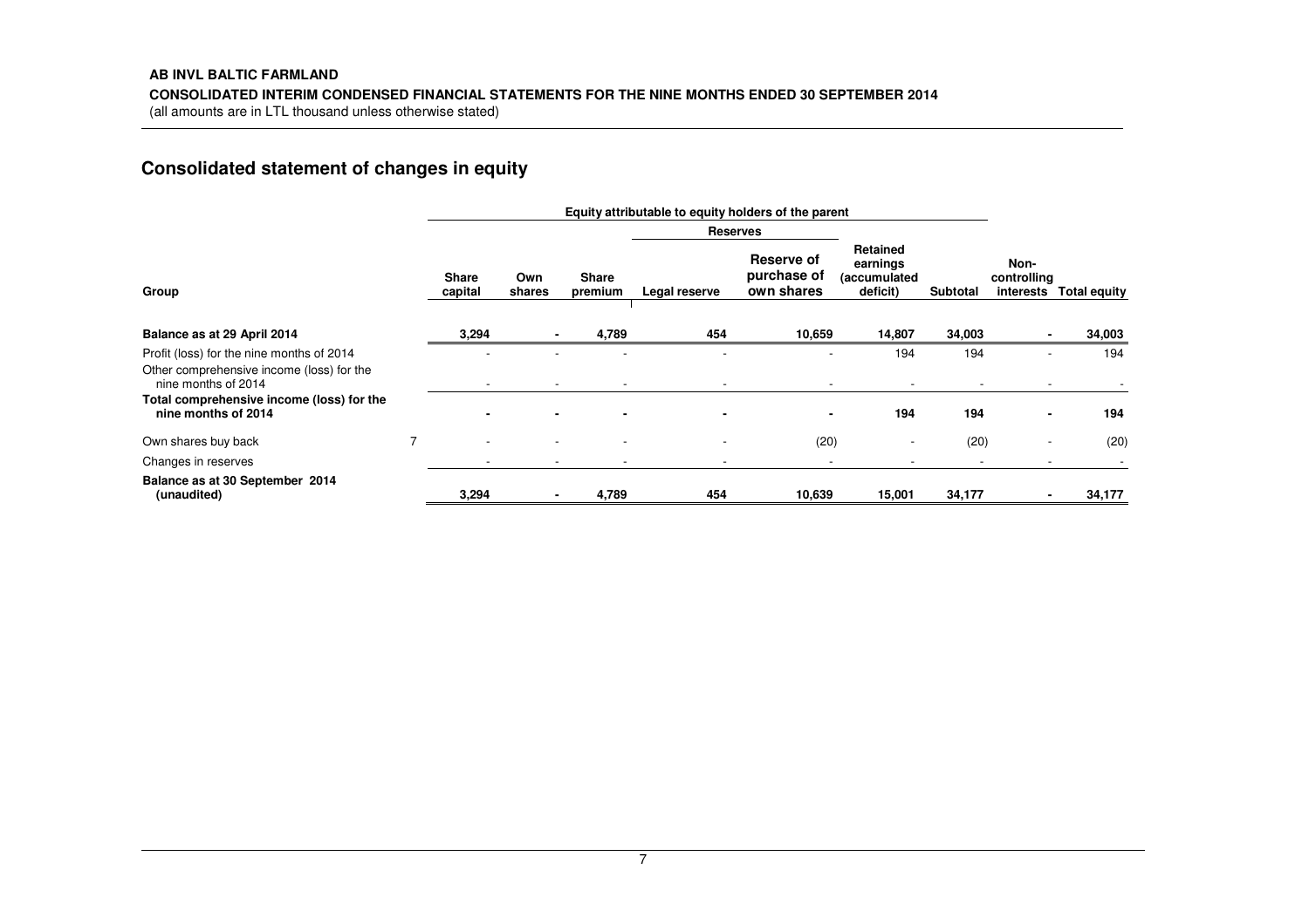**AB INVL BALTIC FARMLAND**

**CONSOLIDATED INTERIM CONDENSED FINANCIAL STATEMENTS FOR THE NINE MONTHS ENDED 30 SEPTEMBER 2014**

(all amounts are in LTL thousand unless otherwise stated)

## Consolidated statement of changes in equity

| | | Equity attributable to equity holders of the parent | | | | | | | | |
|---|---|---|---|---|---|---|---|---|---|---|
| | | | | | Reserves | | | | | |
| **Group** | | **Share capital** | **Own shares** | **Share premium** | **Legal reserve** | **Reserve of purchase of own shares** | **Retained earnings (accumulated deficit)** | **Subtotal** | **Non-controlling interests** | **Total equity** |
| **Balance as at 29 April 2014** | | **3,294** | **-** | **4,789** | **454** | **10,659** | **14,807** | **34,003** | **-** | **34,003** |
| Profit (loss) for the nine months of 2014 | | - | - | - | - | - | 194 | 194 | - | 194 |
| Other comprehensive income (loss) for the nine months of 2014 | | - | - | - | - | - | - | - | - | - |
| **Total comprehensive income (loss) for the nine months of 2014** | | **-** | **-** | **-** | **-** | **-** | **194** | **194** | **-** | **194** |
| Own shares buy back | 7 | - | - | - | - | (20) | - | (20) | - | (20) |
| Changes in reserves | | - | - | - | - | - | - | - | - | - |
| **Balance as at 30 September 2014 (unaudited)** | | **3,294** | **-** | **4,789** | **454** | **10,639** | **15,001** | **34,177** | **-** | **34,177** |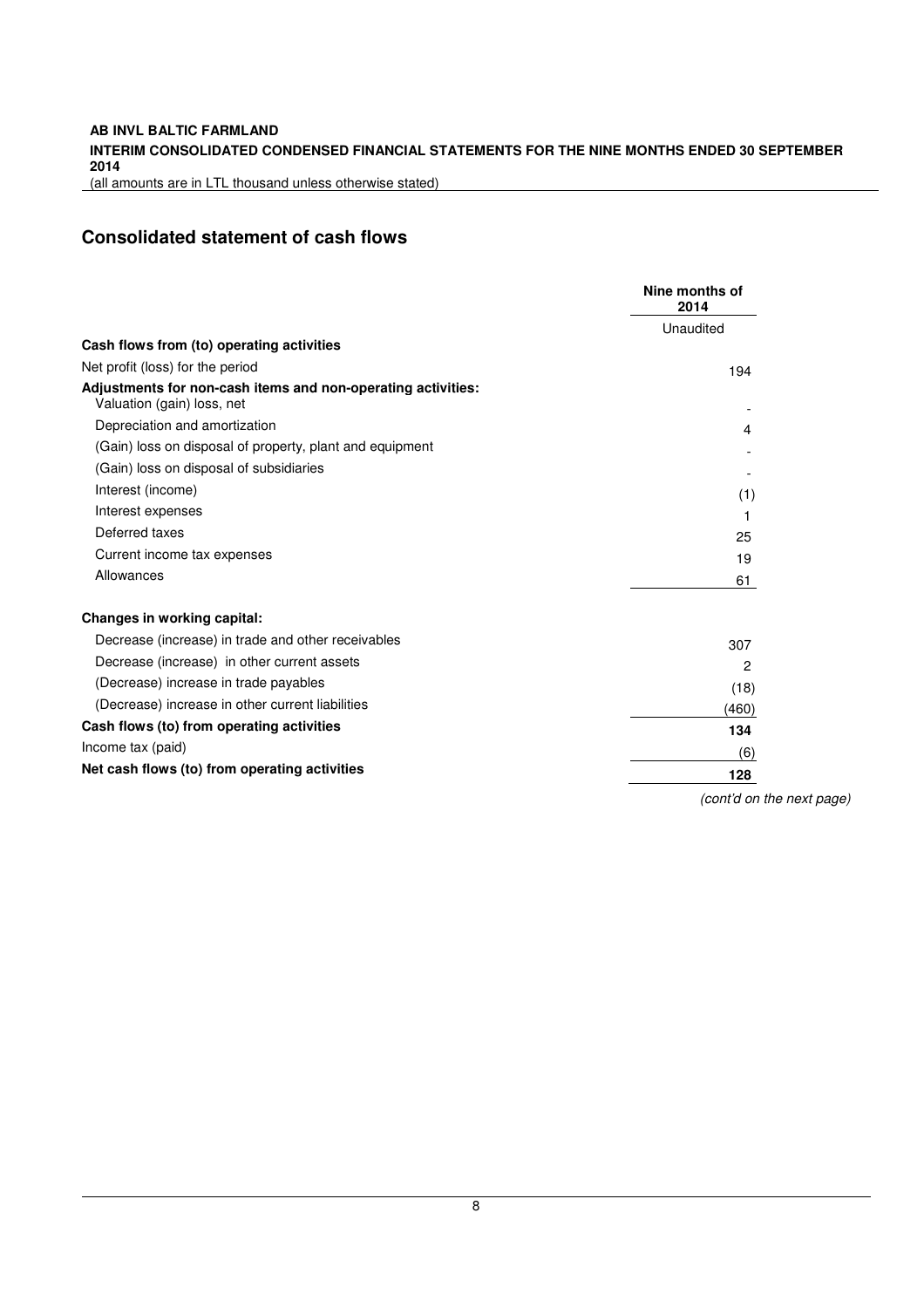## Consolidated statement of cash flows

| | Nine months of 2014 |
|---|---|
| | Unaudited |
| **Cash flows from (to) operating activities** | |
| Net profit (loss) for the period | 194 |
| **Adjustments for non-cash items and non-operating activities:** | |
| Valuation (gain) loss, net | - |
| Depreciation and amortization | 4 |
| (Gain) loss on disposal of property, plant and equipment | - |
| (Gain) loss on disposal of subsidiaries | - |
| Interest (income) | (1) |
| Interest expenses | 1 |
| Deferred taxes | 25 |
| Current income tax expenses | 19 |
| Allowances | 61 |
| | |
| **Changes in working capital:** | |
| Decrease (increase) in trade and other receivables | 307 |
| Decrease (increase) in other current assets | 2 |
| (Decrease) increase in trade payables | (18) |
| (Decrease) increase in other current liabilities | (460) |
| **Cash flows (to) from operating activities** | **134** |
| Income tax (paid) | (6) |
| **Net cash flows (to) from operating activities** | **128** |

*(cont'd on the next page)*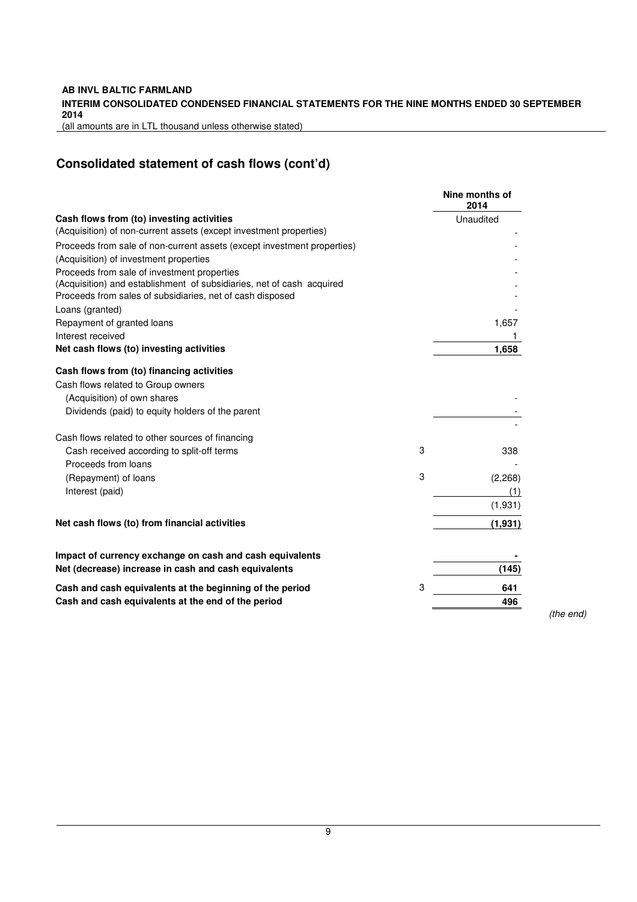## Consolidated statement of cash flows (cont'd)

| | | Nine months of 2014 |
|---|---|---|
| | | Unaudited |
| **Cash flows from (to) investing activities** | | |
| (Acquisition) of non-current assets (except investment properties) | | - |
| Proceeds from sale of non-current assets (except investment properties) | | - |
| (Acquisition) of investment properties | | - |
| Proceeds from sale of investment properties | | - |
| (Acquisition) and establishment of subsidiaries, net of cash acquired | | - |
| Proceeds from sales of subsidiaries, net of cash disposed | | - |
| Loans (granted) | | - |
| Repayment of granted loans | | 1,657 |
| Interest received | | 1 |
| **Net cash flows (to) investing activities** | | **1,658** |
| **Cash flows from (to) financing activities** | | |
| Cash flows related to Group owners | | |
| (Acquisition) of own shares | | - |
| Dividends (paid) to equity holders of the parent | | - |
| | | - |
| Cash flows related to other sources of financing | | |
| Cash received according to split-off terms | 3 | 338 |
| Proceeds from loans | | - |
| (Repayment) of loans | 3 | (2,268) |
| Interest (paid) | | (1) |
| | | (1,931) |
| **Net cash flows (to) from financial activities** | | **(1,931)** |
| **Impact of currency exchange on cash and cash equivalents** | | **-** |
| **Net (decrease) increase in cash and cash equivalents** | | **(145)** |
| **Cash and cash equivalents at the beginning of the period** | 3 | **641** |
| **Cash and cash equivalents at the end of the period** | | **496** |

*(the end)*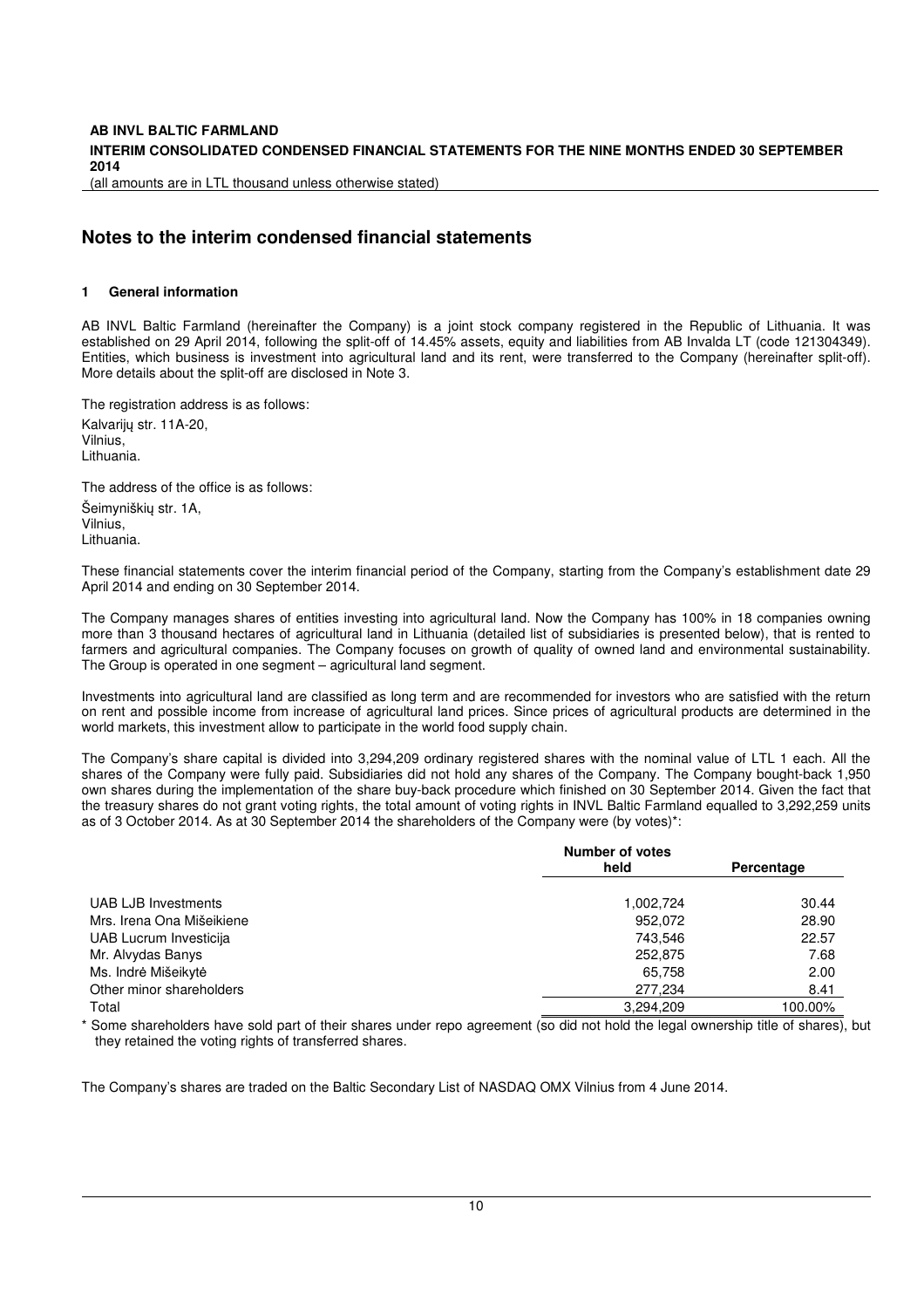# Notes to the interim condensed financial statements

## 1 General information

AB INVL Baltic Farmland (hereinafter the Company) is a joint stock company registered in the Republic of Lithuania. It was established on 29 April 2014, following the split-off of 14.45% assets, equity and liabilities from AB Invalda LT (code 121304349). Entities, which business is investment into agricultural land and its rent, were transferred to the Company (hereinafter split-off). More details about the split-off are disclosed in Note 3.

The registration address is as follows:

Kalvarijų str. 11A-20,
Vilnius,
Lithuania.

The address of the office is as follows:

Šeimyniškių str. 1A,
Vilnius,
Lithuania.

These financial statements cover the interim financial period of the Company, starting from the Company's establishment date 29 April 2014 and ending on 30 September 2014.

The Company manages shares of entities investing into agricultural land. Now the Company has 100% in 18 companies owning more than 3 thousand hectares of agricultural land in Lithuania (detailed list of subsidiaries is presented below), that is rented to farmers and agricultural companies. The Company focuses on growth of quality of owned land and environmental sustainability. The Group is operated in one segment – agricultural land segment.

Investments into agricultural land are classified as long term and are recommended for investors who are satisfied with the return on rent and possible income from increase of agricultural land prices. Since prices of agricultural products are determined in the world markets, this investment allow to participate in the world food supply chain.

The Company's share capital is divided into 3,294,209 ordinary registered shares with the nominal value of LTL 1 each. All the shares of the Company were fully paid. Subsidiaries did not hold any shares of the Company. The Company bought-back 1,950 own shares during the implementation of the share buy-back procedure which finished on 30 September 2014. Given the fact that the treasury shares do not grant voting rights, the total amount of voting rights in INVL Baltic Farmland equalled to 3,292,259 units as of 3 October 2014. As at 30 September 2014 the shareholders of the Company were (by votes)*:

| | Number of votes held | Percentage |
|---|---|---|
| UAB LJB Investments | 1,002,724 | 30.44 |
| Mrs. Irena Ona Mišeikiene | 952,072 | 28.90 |
| UAB Lucrum Investicija | 743,546 | 22.57 |
| Mr. Alvydas Banys | 252,875 | 7.68 |
| Ms. Indrė Mišeikytė | 65,758 | 2.00 |
| Other minor shareholders | 277,234 | 8.41 |
| Total | 3,294,209 | 100.00% |

\* Some shareholders have sold part of their shares under repo agreement (so did not hold the legal ownership title of shares), but they retained the voting rights of transferred shares.

The Company's shares are traded on the Baltic Secondary List of NASDAQ OMX Vilnius from 4 June 2014.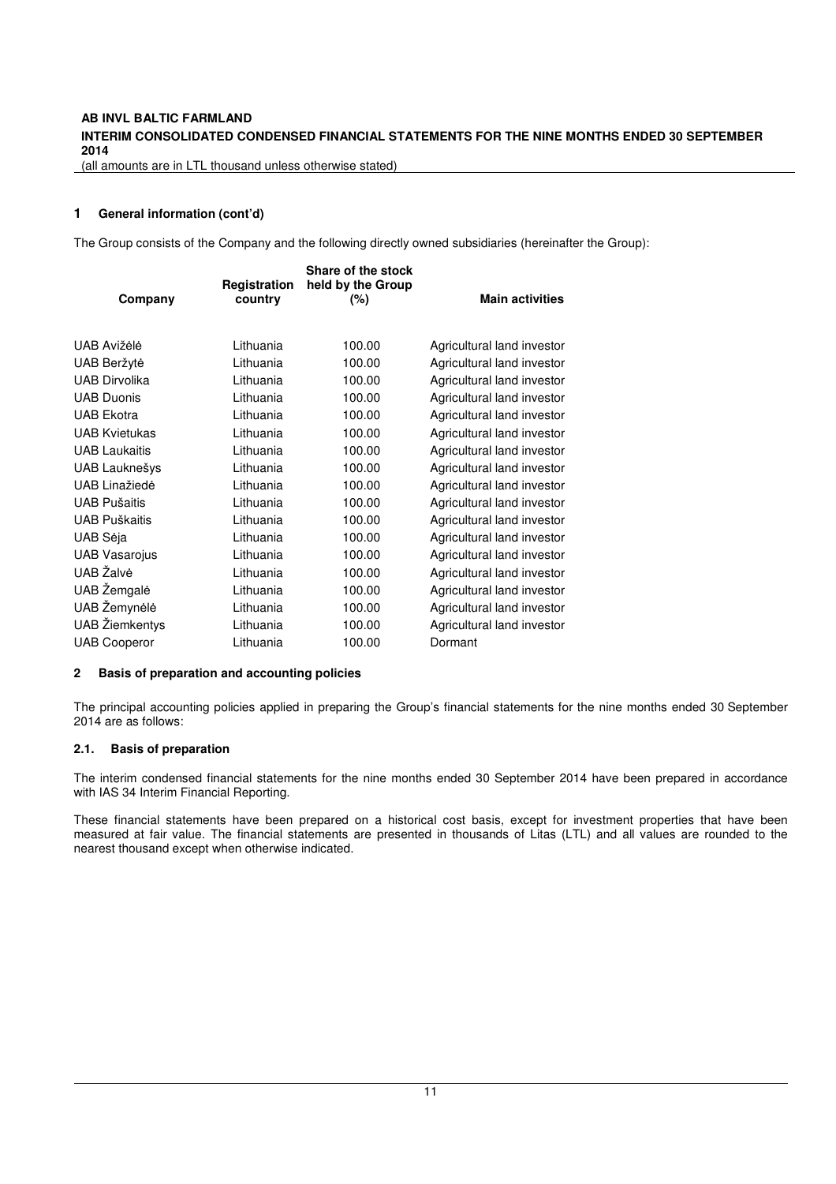## 1 General information (cont'd)

The Group consists of the Company and the following directly owned subsidiaries (hereinafter the Group):

| Company | Registration country | Share of the stock held by the Group (%) | Main activities |
|---|---|---|---|
| UAB Avižėlė | Lithuania | 100.00 | Agricultural land investor |
| UAB Beržytė | Lithuania | 100.00 | Agricultural land investor |
| UAB Dirvolika | Lithuania | 100.00 | Agricultural land investor |
| UAB Duonis | Lithuania | 100.00 | Agricultural land investor |
| UAB Ekotra | Lithuania | 100.00 | Agricultural land investor |
| UAB Kvietukas | Lithuania | 100.00 | Agricultural land investor |
| UAB Laukaitis | Lithuania | 100.00 | Agricultural land investor |
| UAB Lauknešys | Lithuania | 100.00 | Agricultural land investor |
| UAB Linažiedė | Lithuania | 100.00 | Agricultural land investor |
| UAB Pušaitis | Lithuania | 100.00 | Agricultural land investor |
| UAB Puškaitis | Lithuania | 100.00 | Agricultural land investor |
| UAB Sėja | Lithuania | 100.00 | Agricultural land investor |
| UAB Vasarojus | Lithuania | 100.00 | Agricultural land investor |
| UAB Žalvė | Lithuania | 100.00 | Agricultural land investor |
| UAB Žemgalė | Lithuania | 100.00 | Agricultural land investor |
| UAB Žemynėlė | Lithuania | 100.00 | Agricultural land investor |
| UAB Žiemkentys | Lithuania | 100.00 | Agricultural land investor |
| UAB Cooperor | Lithuania | 100.00 | Dormant |

## 2 Basis of preparation and accounting policies

The principal accounting policies applied in preparing the Group's financial statements for the nine months ended 30 September 2014 are as follows:

### 2.1. Basis of preparation

The interim condensed financial statements for the nine months ended 30 September 2014 have been prepared in accordance with IAS 34 Interim Financial Reporting.

These financial statements have been prepared on a historical cost basis, except for investment properties that have been measured at fair value. The financial statements are presented in thousands of Litas (LTL) and all values are rounded to the nearest thousand except when otherwise indicated.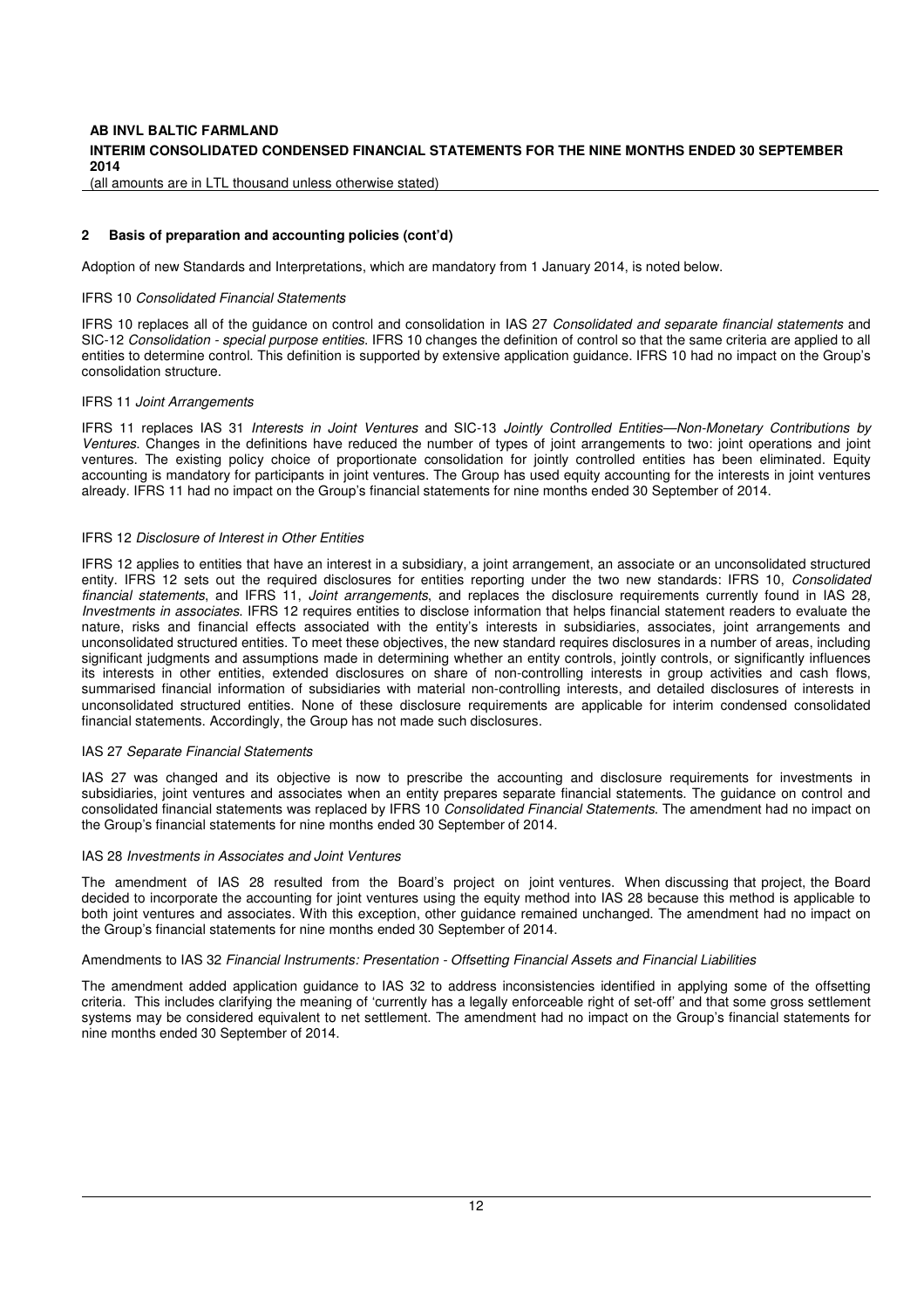## 2 Basis of preparation and accounting policies (cont'd)

Adoption of new Standards and Interpretations, which are mandatory from 1 January 2014, is noted below.

IFRS 10 *Consolidated Financial Statements*

IFRS 10 replaces all of the guidance on control and consolidation in IAS 27 *Consolidated and separate financial statements* and SIC-12 *Consolidation - special purpose entities.* IFRS 10 changes the definition of control so that the same criteria are applied to all entities to determine control. This definition is supported by extensive application guidance. IFRS 10 had no impact on the Group's consolidation structure.

IFRS 11 *Joint Arrangements*

IFRS 11 replaces IAS 31 *Interests in Joint Ventures* and SIC-13 *Jointly Controlled Entities—Non-Monetary Contributions by Ventures*. Changes in the definitions have reduced the number of types of joint arrangements to two: joint operations and joint ventures. The existing policy choice of proportionate consolidation for jointly controlled entities has been eliminated. Equity accounting is mandatory for participants in joint ventures. The Group has used equity accounting for the interests in joint ventures already. IFRS 11 had no impact on the Group's financial statements for nine months ended 30 September of 2014.

IFRS 12 *Disclosure of Interest in Other Entities*

IFRS 12 applies to entities that have an interest in a subsidiary, a joint arrangement, an associate or an unconsolidated structured entity. IFRS 12 sets out the required disclosures for entities reporting under the two new standards: IFRS 10, *Consolidated financial statements*, and IFRS 11, *Joint arrangements*, and replaces the disclosure requirements currently found in IAS 28, *Investments in associates*. IFRS 12 requires entities to disclose information that helps financial statement readers to evaluate the nature, risks and financial effects associated with the entity's interests in subsidiaries, associates, joint arrangements and unconsolidated structured entities. To meet these objectives, the new standard requires disclosures in a number of areas, including significant judgments and assumptions made in determining whether an entity controls, jointly controls, or significantly influences its interests in other entities, extended disclosures on share of non-controlling interests in group activities and cash flows, summarised financial information of subsidiaries with material non-controlling interests, and detailed disclosures of interests in unconsolidated structured entities. None of these disclosure requirements are applicable for interim condensed consolidated financial statements. Accordingly, the Group has not made such disclosures.

IAS 27 *Separate Financial Statements*

IAS 27 was changed and its objective is now to prescribe the accounting and disclosure requirements for investments in subsidiaries, joint ventures and associates when an entity prepares separate financial statements. The guidance on control and consolidated financial statements was replaced by IFRS 10 *Consolidated Financial Statements*. The amendment had no impact on the Group's financial statements for nine months ended 30 September of 2014.

IAS 28 *Investments in Associates and Joint Ventures*

The amendment of IAS 28 resulted from the Board's project on joint ventures. When discussing that project, the Board decided to incorporate the accounting for joint ventures using the equity method into IAS 28 because this method is applicable to both joint ventures and associates. With this exception, other guidance remained unchanged. The amendment had no impact on the Group's financial statements for nine months ended 30 September of 2014.

Amendments to IAS 32 *Financial Instruments: Presentation - Offsetting Financial Assets and Financial Liabilities*

The amendment added application guidance to IAS 32 to address inconsistencies identified in applying some of the offsetting criteria. This includes clarifying the meaning of 'currently has a legally enforceable right of set-off' and that some gross settlement systems may be considered equivalent to net settlement. The amendment had no impact on the Group's financial statements for nine months ended 30 September of 2014.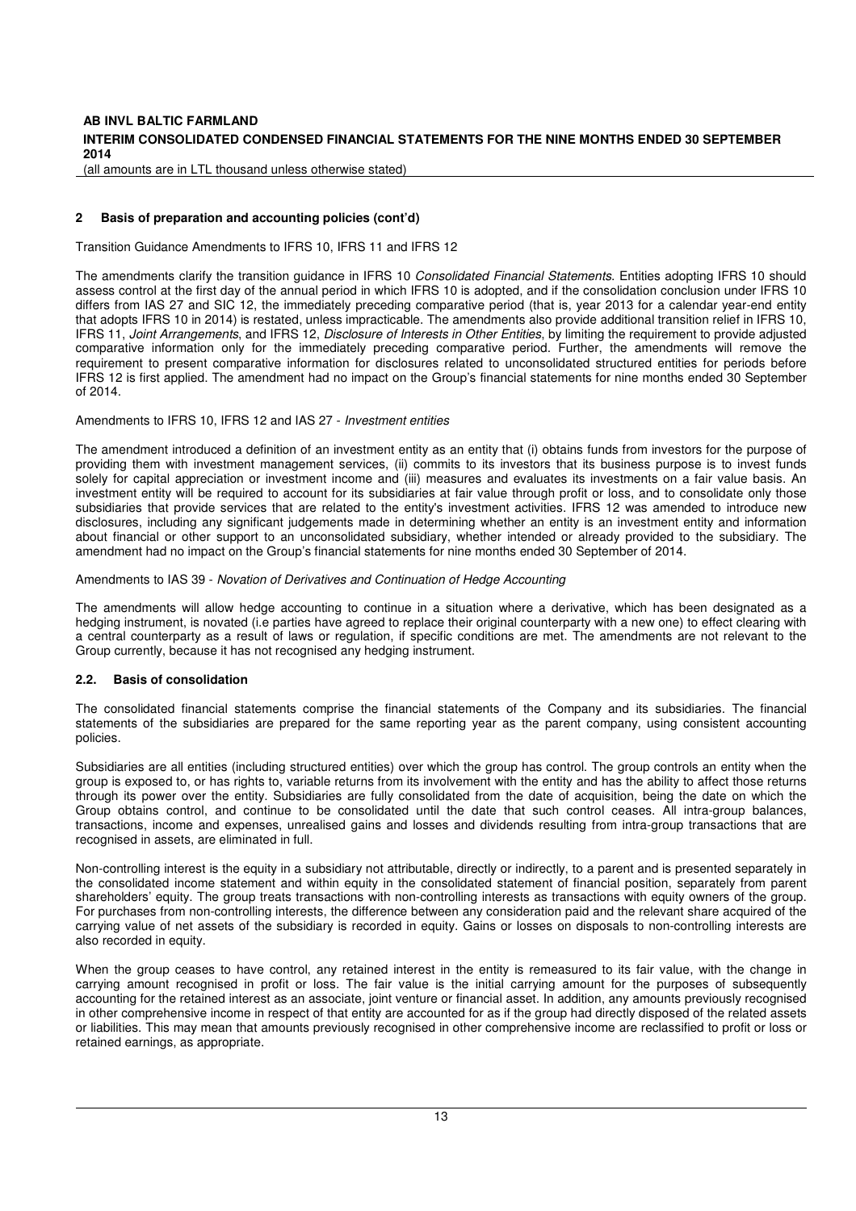## 2 Basis of preparation and accounting policies (cont'd)

Transition Guidance Amendments to IFRS 10, IFRS 11 and IFRS 12

The amendments clarify the transition guidance in IFRS 10 *Consolidated Financial Statements*. Entities adopting IFRS 10 should assess control at the first day of the annual period in which IFRS 10 is adopted, and if the consolidation conclusion under IFRS 10 differs from IAS 27 and SIC 12, the immediately preceding comparative period (that is, year 2013 for a calendar year-end entity that adopts IFRS 10 in 2014) is restated, unless impracticable. The amendments also provide additional transition relief in IFRS 10, IFRS 11, *Joint Arrangements*, and IFRS 12, *Disclosure of Interests in Other Entities*, by limiting the requirement to provide adjusted comparative information only for the immediately preceding comparative period. Further, the amendments will remove the requirement to present comparative information for disclosures related to unconsolidated structured entities for periods before IFRS 12 is first applied. The amendment had no impact on the Group's financial statements for nine months ended 30 September of 2014.

Amendments to IFRS 10, IFRS 12 and IAS 27 - *Investment entities*

The amendment introduced a definition of an investment entity as an entity that (i) obtains funds from investors for the purpose of providing them with investment management services, (ii) commits to its investors that its business purpose is to invest funds solely for capital appreciation or investment income and (iii) measures and evaluates its investments on a fair value basis. An investment entity will be required to account for its subsidiaries at fair value through profit or loss, and to consolidate only those subsidiaries that provide services that are related to the entity's investment activities. IFRS 12 was amended to introduce new disclosures, including any significant judgements made in determining whether an entity is an investment entity and information about financial or other support to an unconsolidated subsidiary, whether intended or already provided to the subsidiary. The amendment had no impact on the Group's financial statements for nine months ended 30 September of 2014.

Amendments to IAS 39 - *Novation of Derivatives and Continuation of Hedge Accounting*

The amendments will allow hedge accounting to continue in a situation where a derivative, which has been designated as a hedging instrument, is novated (i.e parties have agreed to replace their original counterparty with a new one) to effect clearing with a central counterparty as a result of laws or regulation, if specific conditions are met. The amendments are not relevant to the Group currently, because it has not recognised any hedging instrument.

### 2.2. Basis of consolidation

The consolidated financial statements comprise the financial statements of the Company and its subsidiaries. The financial statements of the subsidiaries are prepared for the same reporting year as the parent company, using consistent accounting policies.

Subsidiaries are all entities (including structured entities) over which the group has control. The group controls an entity when the group is exposed to, or has rights to, variable returns from its involvement with the entity and has the ability to affect those returns through its power over the entity. Subsidiaries are fully consolidated from the date of acquisition, being the date on which the Group obtains control, and continue to be consolidated until the date that such control ceases. All intra-group balances, transactions, income and expenses, unrealised gains and losses and dividends resulting from intra-group transactions that are recognised in assets, are eliminated in full.

Non-controlling interest is the equity in a subsidiary not attributable, directly or indirectly, to a parent and is presented separately in the consolidated income statement and within equity in the consolidated statement of financial position, separately from parent shareholders' equity. The group treats transactions with non-controlling interests as transactions with equity owners of the group. For purchases from non-controlling interests, the difference between any consideration paid and the relevant share acquired of the carrying value of net assets of the subsidiary is recorded in equity. Gains or losses on disposals to non-controlling interests are also recorded in equity.

When the group ceases to have control, any retained interest in the entity is remeasured to its fair value, with the change in carrying amount recognised in profit or loss. The fair value is the initial carrying amount for the purposes of subsequently accounting for the retained interest as an associate, joint venture or financial asset. In addition, any amounts previously recognised in other comprehensive income in respect of that entity are accounted for as if the group had directly disposed of the related assets or liabilities. This may mean that amounts previously recognised in other comprehensive income are reclassified to profit or loss or retained earnings, as appropriate.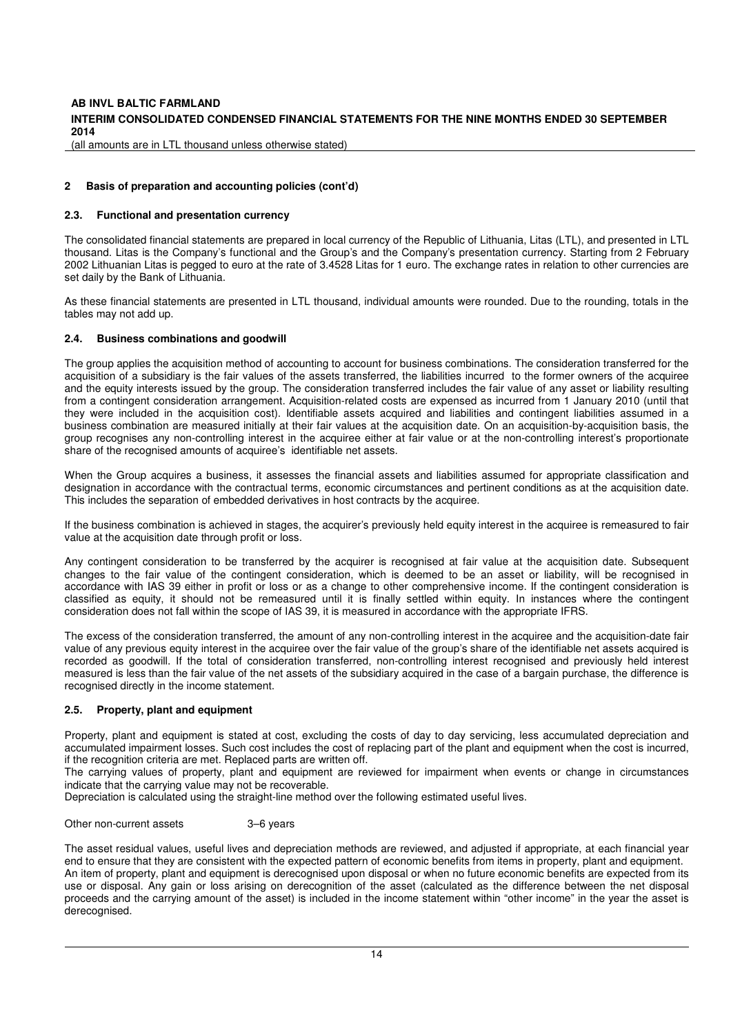## 2 Basis of preparation and accounting policies (cont'd)

### 2.3. Functional and presentation currency

The consolidated financial statements are prepared in local currency of the Republic of Lithuania, Litas (LTL), and presented in LTL thousand. Litas is the Company's functional and the Group's and the Company's presentation currency. Starting from 2 February 2002 Lithuanian Litas is pegged to euro at the rate of 3.4528 Litas for 1 euro. The exchange rates in relation to other currencies are set daily by the Bank of Lithuania.

As these financial statements are presented in LTL thousand, individual amounts were rounded. Due to the rounding, totals in the tables may not add up.

### 2.4. Business combinations and goodwill

The group applies the acquisition method of accounting to account for business combinations. The consideration transferred for the acquisition of a subsidiary is the fair values of the assets transferred, the liabilities incurred to the former owners of the acquiree and the equity interests issued by the group. The consideration transferred includes the fair value of any asset or liability resulting from a contingent consideration arrangement. Acquisition-related costs are expensed as incurred from 1 January 2010 (until that they were included in the acquisition cost). Identifiable assets acquired and liabilities and contingent liabilities assumed in a business combination are measured initially at their fair values at the acquisition date. On an acquisition-by-acquisition basis, the group recognises any non-controlling interest in the acquiree either at fair value or at the non-controlling interest's proportionate share of the recognised amounts of acquiree's identifiable net assets.

When the Group acquires a business, it assesses the financial assets and liabilities assumed for appropriate classification and designation in accordance with the contractual terms, economic circumstances and pertinent conditions as at the acquisition date. This includes the separation of embedded derivatives in host contracts by the acquiree.

If the business combination is achieved in stages, the acquirer's previously held equity interest in the acquiree is remeasured to fair value at the acquisition date through profit or loss.

Any contingent consideration to be transferred by the acquirer is recognised at fair value at the acquisition date. Subsequent changes to the fair value of the contingent consideration, which is deemed to be an asset or liability, will be recognised in accordance with IAS 39 either in profit or loss or as a change to other comprehensive income. If the contingent consideration is classified as equity, it should not be remeasured until it is finally settled within equity. In instances where the contingent consideration does not fall within the scope of IAS 39, it is measured in accordance with the appropriate IFRS.

The excess of the consideration transferred, the amount of any non-controlling interest in the acquiree and the acquisition-date fair value of any previous equity interest in the acquiree over the fair value of the group's share of the identifiable net assets acquired is recorded as goodwill. If the total of consideration transferred, non-controlling interest recognised and previously held interest measured is less than the fair value of the net assets of the subsidiary acquired in the case of a bargain purchase, the difference is recognised directly in the income statement.

### 2.5. Property, plant and equipment

Property, plant and equipment is stated at cost, excluding the costs of day to day servicing, less accumulated depreciation and accumulated impairment losses. Such cost includes the cost of replacing part of the plant and equipment when the cost is incurred, if the recognition criteria are met. Replaced parts are written off.

The carrying values of property, plant and equipment are reviewed for impairment when events or change in circumstances indicate that the carrying value may not be recoverable.

Depreciation is calculated using the straight-line method over the following estimated useful lives.

| | |
|---|---|
| Other non-current assets | 3–6 years |

The asset residual values, useful lives and depreciation methods are reviewed, and adjusted if appropriate, at each financial year end to ensure that they are consistent with the expected pattern of economic benefits from items in property, plant and equipment.

An item of property, plant and equipment is derecognised upon disposal or when no future economic benefits are expected from its use or disposal. Any gain or loss arising on derecognition of the asset (calculated as the difference between the net disposal proceeds and the carrying amount of the asset) is included in the income statement within "other income" in the year the asset is derecognised.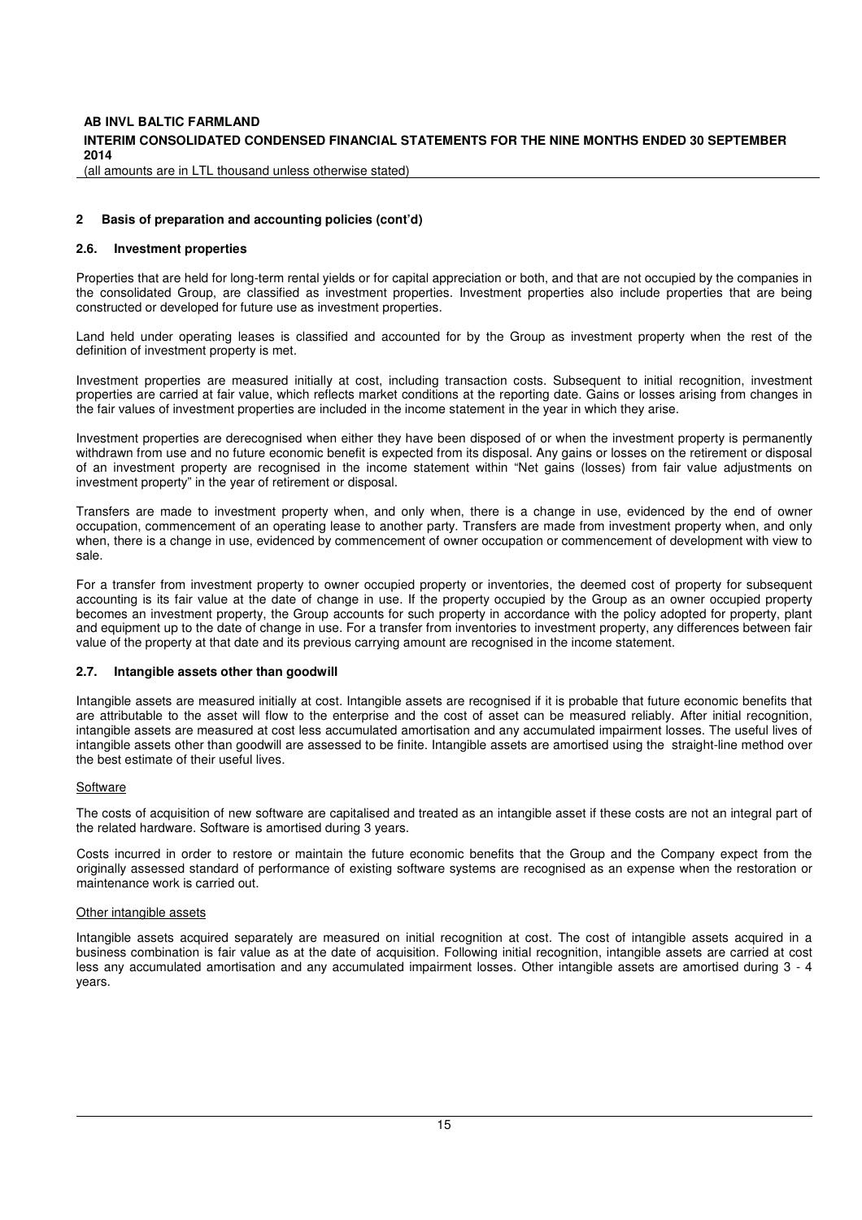## 2 Basis of preparation and accounting policies (cont'd)

### 2.6. Investment properties

Properties that are held for long-term rental yields or for capital appreciation or both, and that are not occupied by the companies in the consolidated Group, are classified as investment properties. Investment properties also include properties that are being constructed or developed for future use as investment properties.

Land held under operating leases is classified and accounted for by the Group as investment property when the rest of the definition of investment property is met.

Investment properties are measured initially at cost, including transaction costs. Subsequent to initial recognition, investment properties are carried at fair value, which reflects market conditions at the reporting date. Gains or losses arising from changes in the fair values of investment properties are included in the income statement in the year in which they arise.

Investment properties are derecognised when either they have been disposed of or when the investment property is permanently withdrawn from use and no future economic benefit is expected from its disposal. Any gains or losses on the retirement or disposal of an investment property are recognised in the income statement within "Net gains (losses) from fair value adjustments on investment property" in the year of retirement or disposal.

Transfers are made to investment property when, and only when, there is a change in use, evidenced by the end of owner occupation, commencement of an operating lease to another party. Transfers are made from investment property when, and only when, there is a change in use, evidenced by commencement of owner occupation or commencement of development with view to sale.

For a transfer from investment property to owner occupied property or inventories, the deemed cost of property for subsequent accounting is its fair value at the date of change in use. If the property occupied by the Group as an owner occupied property becomes an investment property, the Group accounts for such property in accordance with the policy adopted for property, plant and equipment up to the date of change in use. For a transfer from inventories to investment property, any differences between fair value of the property at that date and its previous carrying amount are recognised in the income statement.

### 2.7. Intangible assets other than goodwill

Intangible assets are measured initially at cost. Intangible assets are recognised if it is probable that future economic benefits that are attributable to the asset will flow to the enterprise and the cost of asset can be measured reliably. After initial recognition, intangible assets are measured at cost less accumulated amortisation and any accumulated impairment losses. The useful lives of intangible assets other than goodwill are assessed to be finite. Intangible assets are amortised using the straight-line method over the best estimate of their useful lives.

Software

The costs of acquisition of new software are capitalised and treated as an intangible asset if these costs are not an integral part of the related hardware. Software is amortised during 3 years.

Costs incurred in order to restore or maintain the future economic benefits that the Group and the Company expect from the originally assessed standard of performance of existing software systems are recognised as an expense when the restoration or maintenance work is carried out.

Other intangible assets

Intangible assets acquired separately are measured on initial recognition at cost. The cost of intangible assets acquired in a business combination is fair value as at the date of acquisition. Following initial recognition, intangible assets are carried at cost less any accumulated amortisation and any accumulated impairment losses. Other intangible assets are amortised during 3 - 4 years.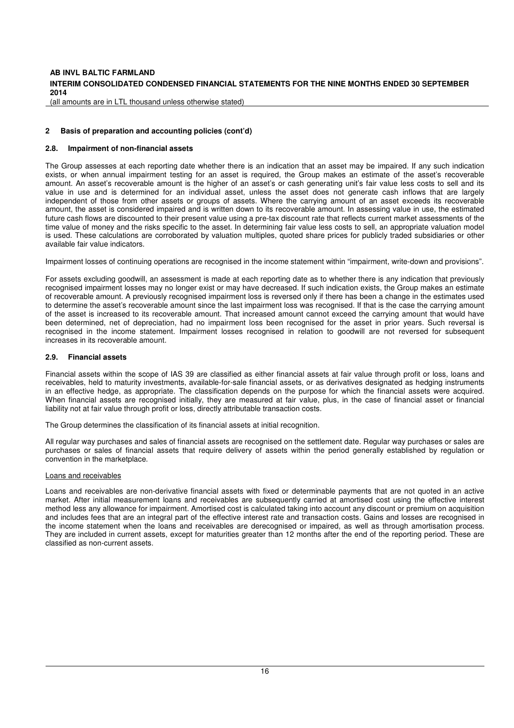## 2 Basis of preparation and accounting policies (cont'd)

### 2.8. Impairment of non-financial assets

The Group assesses at each reporting date whether there is an indication that an asset may be impaired. If any such indication exists, or when annual impairment testing for an asset is required, the Group makes an estimate of the asset's recoverable amount. An asset's recoverable amount is the higher of an asset's or cash generating unit's fair value less costs to sell and its value in use and is determined for an individual asset, unless the asset does not generate cash inflows that are largely independent of those from other assets or groups of assets. Where the carrying amount of an asset exceeds its recoverable amount, the asset is considered impaired and is written down to its recoverable amount. In assessing value in use, the estimated future cash flows are discounted to their present value using a pre-tax discount rate that reflects current market assessments of the time value of money and the risks specific to the asset. In determining fair value less costs to sell, an appropriate valuation model is used. These calculations are corroborated by valuation multiples, quoted share prices for publicly traded subsidiaries or other available fair value indicators.

Impairment losses of continuing operations are recognised in the income statement within "impairment, write-down and provisions".

For assets excluding goodwill, an assessment is made at each reporting date as to whether there is any indication that previously recognised impairment losses may no longer exist or may have decreased. If such indication exists, the Group makes an estimate of recoverable amount. A previously recognised impairment loss is reversed only if there has been a change in the estimates used to determine the asset's recoverable amount since the last impairment loss was recognised. If that is the case the carrying amount of the asset is increased to its recoverable amount. That increased amount cannot exceed the carrying amount that would have been determined, net of depreciation, had no impairment loss been recognised for the asset in prior years. Such reversal is recognised in the income statement. Impairment losses recognised in relation to goodwill are not reversed for subsequent increases in its recoverable amount.

### 2.9. Financial assets

Financial assets within the scope of IAS 39 are classified as either financial assets at fair value through profit or loss, loans and receivables, held to maturity investments, available-for-sale financial assets, or as derivatives designated as hedging instruments in an effective hedge, as appropriate. The classification depends on the purpose for which the financial assets were acquired. When financial assets are recognised initially, they are measured at fair value, plus, in the case of financial asset or financial liability not at fair value through profit or loss, directly attributable transaction costs.

The Group determines the classification of its financial assets at initial recognition.

All regular way purchases and sales of financial assets are recognised on the settlement date. Regular way purchases or sales are purchases or sales of financial assets that require delivery of assets within the period generally established by regulation or convention in the marketplace.

Loans and receivables

Loans and receivables are non-derivative financial assets with fixed or determinable payments that are not quoted in an active market. After initial measurement loans and receivables are subsequently carried at amortised cost using the effective interest method less any allowance for impairment. Amortised cost is calculated taking into account any discount or premium on acquisition and includes fees that are an integral part of the effective interest rate and transaction costs. Gains and losses are recognised in the income statement when the loans and receivables are derecognised or impaired, as well as through amortisation process. They are included in current assets, except for maturities greater than 12 months after the end of the reporting period. These are classified as non-current assets.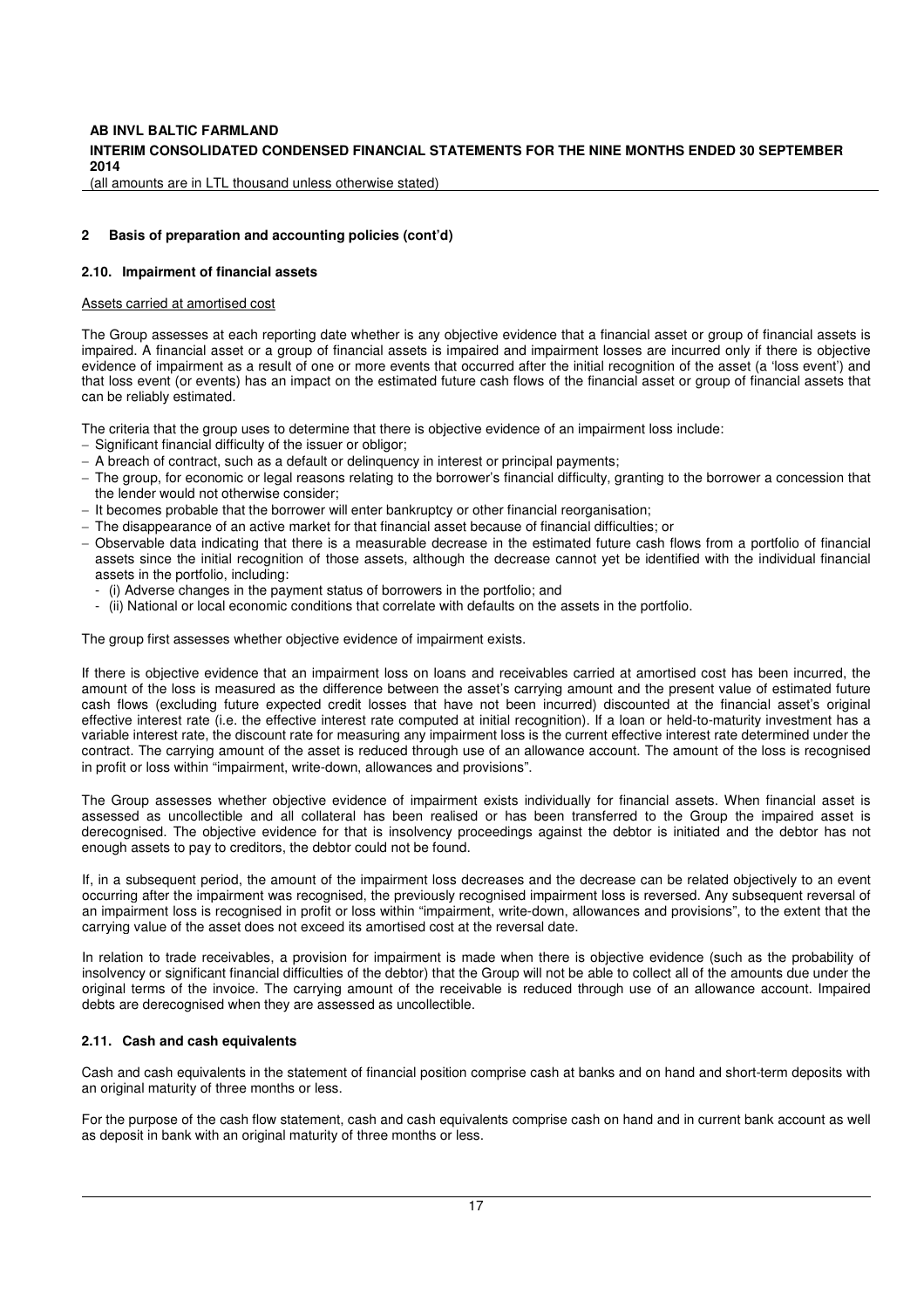## 2 Basis of preparation and accounting policies (cont'd)

### 2.10. Impairment of financial assets

Assets carried at amortised cost

The Group assesses at each reporting date whether is any objective evidence that a financial asset or group of financial assets is impaired. A financial asset or a group of financial assets is impaired and impairment losses are incurred only if there is objective evidence of impairment as a result of one or more events that occurred after the initial recognition of the asset (a 'loss event') and that loss event (or events) has an impact on the estimated future cash flows of the financial asset or group of financial assets that can be reliably estimated.

The criteria that the group uses to determine that there is objective evidence of an impairment loss include:

- Significant financial difficulty of the issuer or obligor;
- A breach of contract, such as a default or delinquency in interest or principal payments;
- The group, for economic or legal reasons relating to the borrower's financial difficulty, granting to the borrower a concession that the lender would not otherwise consider;
- It becomes probable that the borrower will enter bankruptcy or other financial reorganisation;
- The disappearance of an active market for that financial asset because of financial difficulties; or
- Observable data indicating that there is a measurable decrease in the estimated future cash flows from a portfolio of financial assets since the initial recognition of those assets, although the decrease cannot yet be identified with the individual financial assets in the portfolio, including:
  - (i) Adverse changes in the payment status of borrowers in the portfolio; and
  - (ii) National or local economic conditions that correlate with defaults on the assets in the portfolio.

The group first assesses whether objective evidence of impairment exists.

If there is objective evidence that an impairment loss on loans and receivables carried at amortised cost has been incurred, the amount of the loss is measured as the difference between the asset's carrying amount and the present value of estimated future cash flows (excluding future expected credit losses that have not been incurred) discounted at the financial asset's original effective interest rate (i.e. the effective interest rate computed at initial recognition). If a loan or held-to-maturity investment has a variable interest rate, the discount rate for measuring any impairment loss is the current effective interest rate determined under the contract. The carrying amount of the asset is reduced through use of an allowance account. The amount of the loss is recognised in profit or loss within "impairment, write-down, allowances and provisions".

The Group assesses whether objective evidence of impairment exists individually for financial assets. When financial asset is assessed as uncollectible and all collateral has been realised or has been transferred to the Group the impaired asset is derecognised. The objective evidence for that is insolvency proceedings against the debtor is initiated and the debtor has not enough assets to pay to creditors, the debtor could not be found.

If, in a subsequent period, the amount of the impairment loss decreases and the decrease can be related objectively to an event occurring after the impairment was recognised, the previously recognised impairment loss is reversed. Any subsequent reversal of an impairment loss is recognised in profit or loss within "impairment, write-down, allowances and provisions", to the extent that the carrying value of the asset does not exceed its amortised cost at the reversal date.

In relation to trade receivables, a provision for impairment is made when there is objective evidence (such as the probability of insolvency or significant financial difficulties of the debtor) that the Group will not be able to collect all of the amounts due under the original terms of the invoice. The carrying amount of the receivable is reduced through use of an allowance account. Impaired debts are derecognised when they are assessed as uncollectible.

### 2.11. Cash and cash equivalents

Cash and cash equivalents in the statement of financial position comprise cash at banks and on hand and short-term deposits with an original maturity of three months or less.

For the purpose of the cash flow statement, cash and cash equivalents comprise cash on hand and in current bank account as well as deposit in bank with an original maturity of three months or less.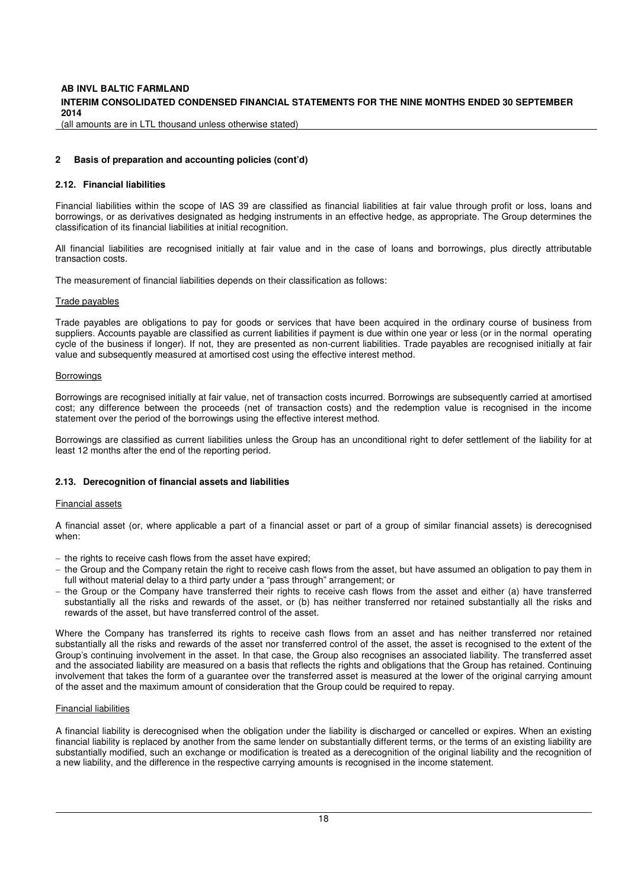## 2 Basis of preparation and accounting policies (cont'd)

### 2.12. Financial liabilities

Financial liabilities within the scope of IAS 39 are classified as financial liabilities at fair value through profit or loss, loans and borrowings, or as derivatives designated as hedging instruments in an effective hedge, as appropriate. The Group determines the classification of its financial liabilities at initial recognition.

All financial liabilities are recognised initially at fair value and in the case of loans and borrowings, plus directly attributable transaction costs.

The measurement of financial liabilities depends on their classification as follows:

Trade payables

Trade payables are obligations to pay for goods or services that have been acquired in the ordinary course of business from suppliers. Accounts payable are classified as current liabilities if payment is due within one year or less (or in the normal operating cycle of the business if longer). If not, they are presented as non-current liabilities. Trade payables are recognised initially at fair value and subsequently measured at amortised cost using the effective interest method.

Borrowings

Borrowings are recognised initially at fair value, net of transaction costs incurred. Borrowings are subsequently carried at amortised cost; any difference between the proceeds (net of transaction costs) and the redemption value is recognised in the income statement over the period of the borrowings using the effective interest method.

Borrowings are classified as current liabilities unless the Group has an unconditional right to defer settlement of the liability for at least 12 months after the end of the reporting period.

### 2.13. Derecognition of financial assets and liabilities

Financial assets

A financial asset (or, where applicable a part of a financial asset or part of a group of similar financial assets) is derecognised when:

- the rights to receive cash flows from the asset have expired;
- the Group and the Company retain the right to receive cash flows from the asset, but have assumed an obligation to pay them in full without material delay to a third party under a "pass through" arrangement; or
- the Group or the Company have transferred their rights to receive cash flows from the asset and either (a) have transferred substantially all the risks and rewards of the asset, or (b) has neither transferred nor retained substantially all the risks and rewards of the asset, but have transferred control of the asset.

Where the Company has transferred its rights to receive cash flows from an asset and has neither transferred nor retained substantially all the risks and rewards of the asset nor transferred control of the asset, the asset is recognised to the extent of the Group's continuing involvement in the asset. In that case, the Group also recognises an associated liability. The transferred asset and the associated liability are measured on a basis that reflects the rights and obligations that the Group has retained. Continuing involvement that takes the form of a guarantee over the transferred asset is measured at the lower of the original carrying amount of the asset and the maximum amount of consideration that the Group could be required to repay.

Financial liabilities

A financial liability is derecognised when the obligation under the liability is discharged or cancelled or expires. When an existing financial liability is replaced by another from the same lender on substantially different terms, or the terms of an existing liability are substantially modified, such an exchange or modification is treated as a derecognition of the original liability and the recognition of a new liability, and the difference in the respective carrying amounts is recognised in the income statement.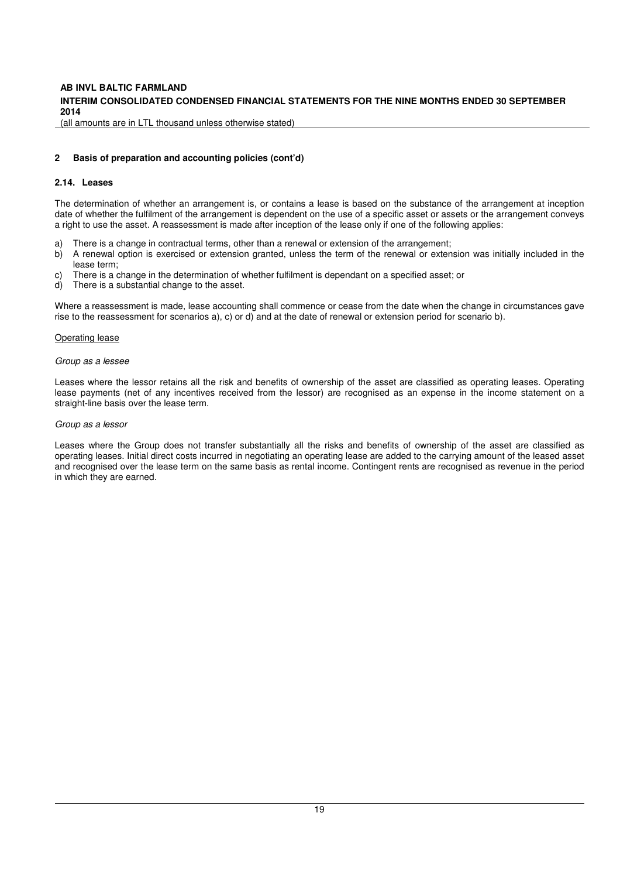## 2 Basis of preparation and accounting policies (cont'd)

### 2.14. Leases

The determination of whether an arrangement is, or contains a lease is based on the substance of the arrangement at inception date of whether the fulfilment of the arrangement is dependent on the use of a specific asset or assets or the arrangement conveys a right to use the asset. A reassessment is made after inception of the lease only if one of the following applies:

a) There is a change in contractual terms, other than a renewal or extension of the arrangement;
b) A renewal option is exercised or extension granted, unless the term of the renewal or extension was initially included in the lease term;
c) There is a change in the determination of whether fulfilment is dependant on a specified asset; or
d) There is a substantial change to the asset.

Where a reassessment is made, lease accounting shall commence or cease from the date when the change in circumstances gave rise to the reassessment for scenarios a), c) or d) and at the date of renewal or extension period for scenario b).

Operating lease

*Group as a lessee*

Leases where the lessor retains all the risk and benefits of ownership of the asset are classified as operating leases. Operating lease payments (net of any incentives received from the lessor) are recognised as an expense in the income statement on a straight-line basis over the lease term.

*Group as a lessor*

Leases where the Group does not transfer substantially all the risks and benefits of ownership of the asset are classified as operating leases. Initial direct costs incurred in negotiating an operating lease are added to the carrying amount of the leased asset and recognised over the lease term on the same basis as rental income. Contingent rents are recognised as revenue in the period in which they are earned.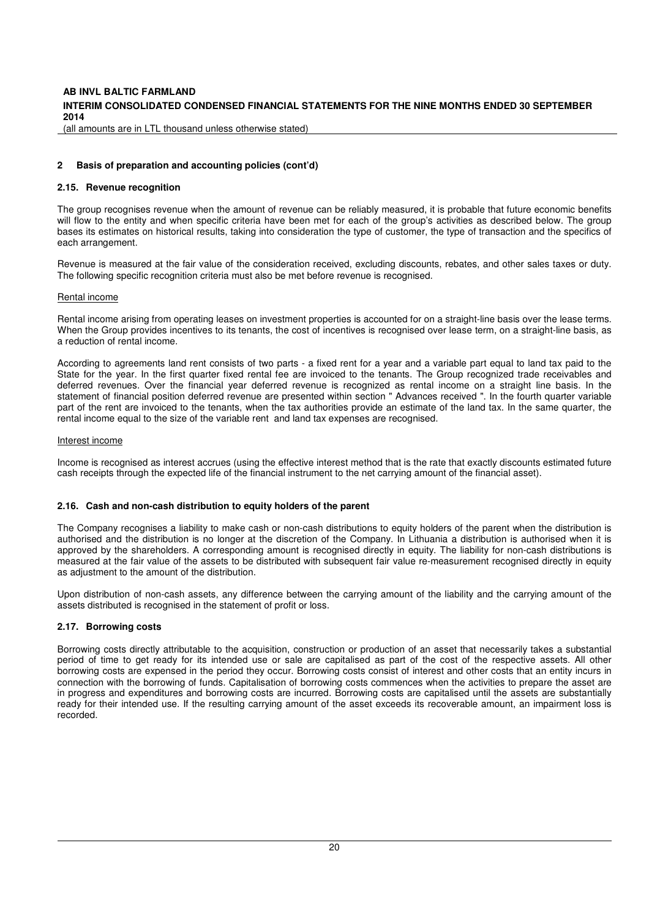## 2 Basis of preparation and accounting policies (cont'd)

### 2.15. Revenue recognition

The group recognises revenue when the amount of revenue can be reliably measured, it is probable that future economic benefits will flow to the entity and when specific criteria have been met for each of the group's activities as described below. The group bases its estimates on historical results, taking into consideration the type of customer, the type of transaction and the specifics of each arrangement.

Revenue is measured at the fair value of the consideration received, excluding discounts, rebates, and other sales taxes or duty. The following specific recognition criteria must also be met before revenue is recognised.

Rental income

Rental income arising from operating leases on investment properties is accounted for on a straight-line basis over the lease terms. When the Group provides incentives to its tenants, the cost of incentives is recognised over lease term, on a straight-line basis, as a reduction of rental income.

According to agreements land rent consists of two parts - a fixed rent for a year and a variable part equal to land tax paid to the State for the year. In the first quarter fixed rental fee are invoiced to the tenants. The Group recognized trade receivables and deferred revenues. Over the financial year deferred revenue is recognized as rental income on a straight line basis. In the statement of financial position deferred revenue are presented within section " Advances received ". In the fourth quarter variable part of the rent are invoiced to the tenants, when the tax authorities provide an estimate of the land tax. In the same quarter, the rental income equal to the size of the variable rent and land tax expenses are recognised.

Interest income

Income is recognised as interest accrues (using the effective interest method that is the rate that exactly discounts estimated future cash receipts through the expected life of the financial instrument to the net carrying amount of the financial asset).

### 2.16. Cash and non-cash distribution to equity holders of the parent

The Company recognises a liability to make cash or non-cash distributions to equity holders of the parent when the distribution is authorised and the distribution is no longer at the discretion of the Company. In Lithuania a distribution is authorised when it is approved by the shareholders. A corresponding amount is recognised directly in equity. The liability for non-cash distributions is measured at the fair value of the assets to be distributed with subsequent fair value re-measurement recognised directly in equity as adjustment to the amount of the distribution.

Upon distribution of non-cash assets, any difference between the carrying amount of the liability and the carrying amount of the assets distributed is recognised in the statement of profit or loss.

### 2.17. Borrowing costs

Borrowing costs directly attributable to the acquisition, construction or production of an asset that necessarily takes a substantial period of time to get ready for its intended use or sale are capitalised as part of the cost of the respective assets. All other borrowing costs are expensed in the period they occur. Borrowing costs consist of interest and other costs that an entity incurs in connection with the borrowing of funds. Capitalisation of borrowing costs commences when the activities to prepare the asset are in progress and expenditures and borrowing costs are incurred. Borrowing costs are capitalised until the assets are substantially ready for their intended use. If the resulting carrying amount of the asset exceeds its recoverable amount, an impairment loss is recorded.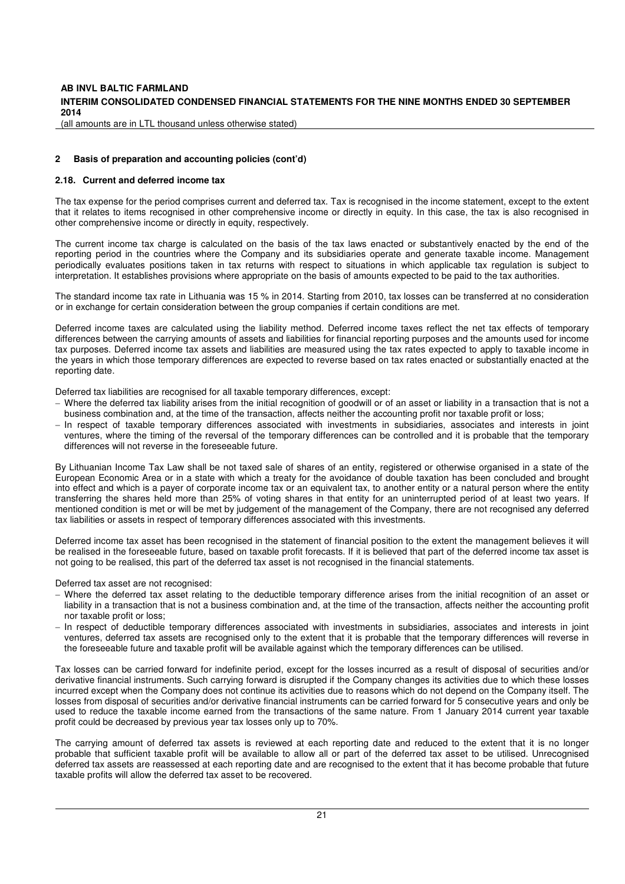## 2 Basis of preparation and accounting policies (cont'd)

### 2.18. Current and deferred income tax

The tax expense for the period comprises current and deferred tax. Tax is recognised in the income statement, except to the extent that it relates to items recognised in other comprehensive income or directly in equity. In this case, the tax is also recognised in other comprehensive income or directly in equity, respectively.

The current income tax charge is calculated on the basis of the tax laws enacted or substantively enacted by the end of the reporting period in the countries where the Company and its subsidiaries operate and generate taxable income. Management periodically evaluates positions taken in tax returns with respect to situations in which applicable tax regulation is subject to interpretation. It establishes provisions where appropriate on the basis of amounts expected to be paid to the tax authorities.

The standard income tax rate in Lithuania was 15 % in 2014. Starting from 2010, tax losses can be transferred at no consideration or in exchange for certain consideration between the group companies if certain conditions are met.

Deferred income taxes are calculated using the liability method. Deferred income taxes reflect the net tax effects of temporary differences between the carrying amounts of assets and liabilities for financial reporting purposes and the amounts used for income tax purposes. Deferred income tax assets and liabilities are measured using the tax rates expected to apply to taxable income in the years in which those temporary differences are expected to reverse based on tax rates enacted or substantially enacted at the reporting date.

Deferred tax liabilities are recognised for all taxable temporary differences, except:

- Where the deferred tax liability arises from the initial recognition of goodwill or of an asset or liability in a transaction that is not a business combination and, at the time of the transaction, affects neither the accounting profit nor taxable profit or loss;
- In respect of taxable temporary differences associated with investments in subsidiaries, associates and interests in joint ventures, where the timing of the reversal of the temporary differences can be controlled and it is probable that the temporary differences will not reverse in the foreseeable future.

By Lithuanian Income Tax Law shall be not taxed sale of shares of an entity, registered or otherwise organised in a state of the European Economic Area or in a state with which a treaty for the avoidance of double taxation has been concluded and brought into effect and which is a payer of corporate income tax or an equivalent tax, to another entity or a natural person where the entity transferring the shares held more than 25% of voting shares in that entity for an uninterrupted period of at least two years. If mentioned condition is met or will be met by judgement of the management of the Company, there are not recognised any deferred tax liabilities or assets in respect of temporary differences associated with this investments.

Deferred income tax asset has been recognised in the statement of financial position to the extent the management believes it will be realised in the foreseeable future, based on taxable profit forecasts. If it is believed that part of the deferred income tax asset is not going to be realised, this part of the deferred tax asset is not recognised in the financial statements.

Deferred tax asset are not recognised:

- Where the deferred tax asset relating to the deductible temporary difference arises from the initial recognition of an asset or liability in a transaction that is not a business combination and, at the time of the transaction, affects neither the accounting profit nor taxable profit or loss;
- In respect of deductible temporary differences associated with investments in subsidiaries, associates and interests in joint ventures, deferred tax assets are recognised only to the extent that it is probable that the temporary differences will reverse in the foreseeable future and taxable profit will be available against which the temporary differences can be utilised.

Tax losses can be carried forward for indefinite period, except for the losses incurred as a result of disposal of securities and/or derivative financial instruments. Such carrying forward is disrupted if the Company changes its activities due to which these losses incurred except when the Company does not continue its activities due to reasons which do not depend on the Company itself. The losses from disposal of securities and/or derivative financial instruments can be carried forward for 5 consecutive years and only be used to reduce the taxable income earned from the transactions of the same nature. From 1 January 2014 current year taxable profit could be decreased by previous year tax losses only up to 70%.

The carrying amount of deferred tax assets is reviewed at each reporting date and reduced to the extent that it is no longer probable that sufficient taxable profit will be available to allow all or part of the deferred tax asset to be utilised. Unrecognised deferred tax assets are reassessed at each reporting date and are recognised to the extent that it has become probable that future taxable profits will allow the deferred tax asset to be recovered.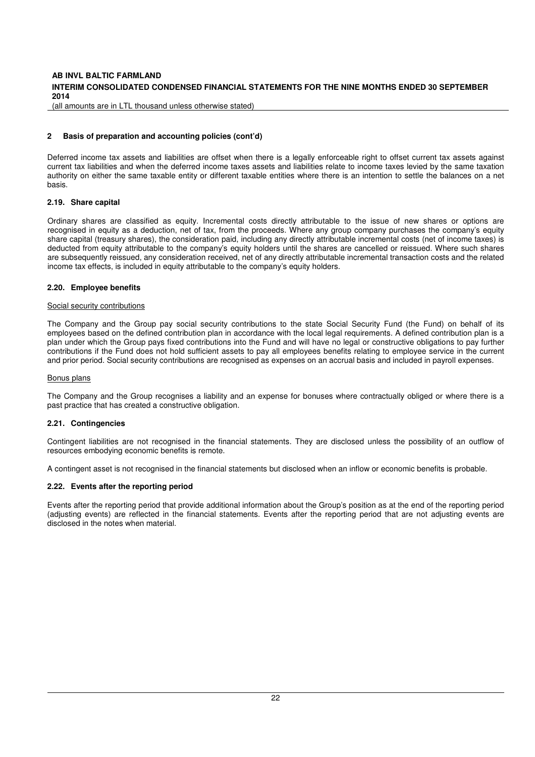## 2 Basis of preparation and accounting policies (cont'd)

Deferred income tax assets and liabilities are offset when there is a legally enforceable right to offset current tax assets against current tax liabilities and when the deferred income taxes assets and liabilities relate to income taxes levied by the same taxation authority on either the same taxable entity or different taxable entities where there is an intention to settle the balances on a net basis.

### 2.19. Share capital

Ordinary shares are classified as equity. Incremental costs directly attributable to the issue of new shares or options are recognised in equity as a deduction, net of tax, from the proceeds. Where any group company purchases the company's equity share capital (treasury shares), the consideration paid, including any directly attributable incremental costs (net of income taxes) is deducted from equity attributable to the company's equity holders until the shares are cancelled or reissued. Where such shares are subsequently reissued, any consideration received, net of any directly attributable incremental transaction costs and the related income tax effects, is included in equity attributable to the company's equity holders.

### 2.20. Employee benefits

Social security contributions

The Company and the Group pay social security contributions to the state Social Security Fund (the Fund) on behalf of its employees based on the defined contribution plan in accordance with the local legal requirements. A defined contribution plan is a plan under which the Group pays fixed contributions into the Fund and will have no legal or constructive obligations to pay further contributions if the Fund does not hold sufficient assets to pay all employees benefits relating to employee service in the current and prior period. Social security contributions are recognised as expenses on an accrual basis and included in payroll expenses.

Bonus plans

The Company and the Group recognises a liability and an expense for bonuses where contractually obliged or where there is a past practice that has created a constructive obligation.

### 2.21. Contingencies

Contingent liabilities are not recognised in the financial statements. They are disclosed unless the possibility of an outflow of resources embodying economic benefits is remote.

A contingent asset is not recognised in the financial statements but disclosed when an inflow or economic benefits is probable.

### 2.22. Events after the reporting period

Events after the reporting period that provide additional information about the Group's position as at the end of the reporting period (adjusting events) are reflected in the financial statements. Events after the reporting period that are not adjusting events are disclosed in the notes when material.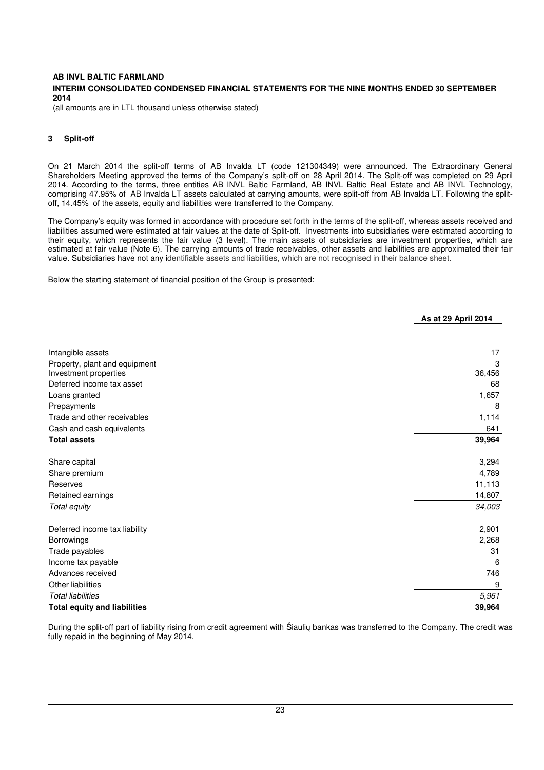## 3 Split-off

On 21 March 2014 the split-off terms of AB Invalda LT (code 121304349) were announced. The Extraordinary General Shareholders Meeting approved the terms of the Company's split-off on 28 April 2014. The Split-off was completed on 29 April 2014. According to the terms, three entities AB INVL Baltic Farmland, AB INVL Baltic Real Estate and AB INVL Technology, comprising 47.95% of AB Invalda LT assets calculated at carrying amounts, were split-off from AB Invalda LT. Following the split-off, 14.45% of the assets, equity and liabilities were transferred to the Company.

The Company's equity was formed in accordance with procedure set forth in the terms of the split-off, whereas assets received and liabilities assumed were estimated at fair values at the date of Split-off. Investments into subsidiaries were estimated according to their equity, which represents the fair value (3 level). The main assets of subsidiaries are investment properties, which are estimated at fair value (Note 6). The carrying amounts of trade receivables, other assets and liabilities are approximated their fair value. Subsidiaries have not any identifiable assets and liabilities, which are not recognised in their balance sheet.

Below the starting statement of financial position of the Group is presented:

| | **As at 29 April 2014** |
|---|---|
| Intangible assets | 17 |
| Property, plant and equipment | 3 |
| Investment properties | 36,456 |
| Deferred income tax asset | 68 |
| Loans granted | 1,657 |
| Prepayments | 8 |
| Trade and other receivables | 1,114 |
| Cash and cash equivalents | 641 |
| **Total assets** | **39,964** |
| Share capital | 3,294 |
| Share premium | 4,789 |
| Reserves | 11,113 |
| Retained earnings | 14,807 |
| *Total equity* | *34,003* |
| Deferred income tax liability | 2,901 |
| Borrowings | 2,268 |
| Trade payables | 31 |
| Income tax payable | 6 |
| Advances received | 746 |
| Other liabilities | 9 |
| *Total liabilities* | *5,961* |
| **Total equity and liabilities** | **39,964** |

During the split-off part of liability rising from credit agreement with Šiaulių bankas was transferred to the Company. The credit was fully repaid in the beginning of May 2014.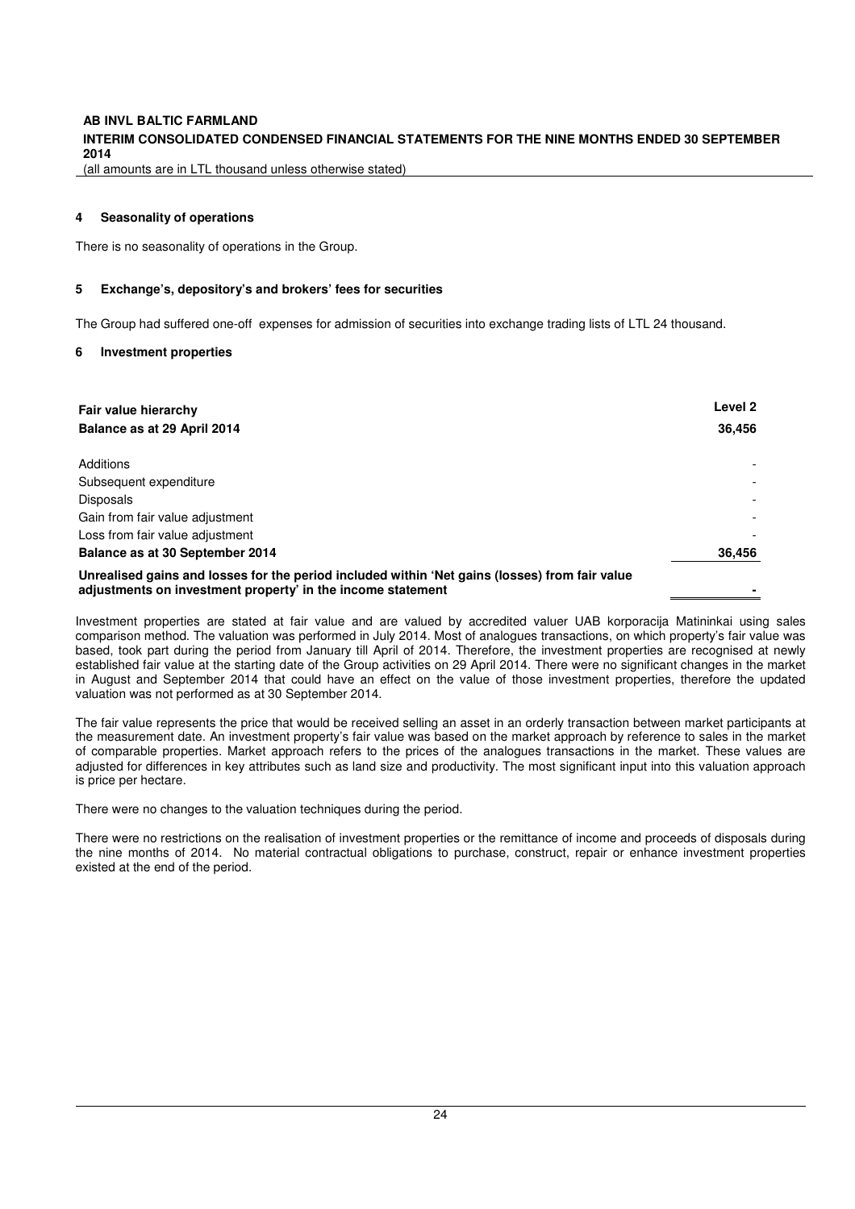## 4 Seasonality of operations

There is no seasonality of operations in the Group.

## 5 Exchange's, depository's and brokers' fees for securities

The Group had suffered one-off expenses for admission of securities into exchange trading lists of LTL 24 thousand.

## 6 Investment properties

| **Fair value hierarchy** | **Level 2** |
|---|---|
| **Balance as at 29 April 2014** | **36,456** |
| Additions | - |
| Subsequent expenditure | - |
| Disposals | - |
| Gain from fair value adjustment | - |
| Loss from fair value adjustment | - |
| **Balance as at 30 September 2014** | **36,456** |
| **Unrealised gains and losses for the period included within 'Net gains (losses) from fair value adjustments on investment property' in the income statement** | **-** |

Investment properties are stated at fair value and are valued by accredited valuer UAB korporacija Matininkai using sales comparison method. The valuation was performed in July 2014. Most of analogues transactions, on which property's fair value was based, took part during the period from January till April of 2014. Therefore, the investment properties are recognised at newly established fair value at the starting date of the Group activities on 29 April 2014. There were no significant changes in the market in August and September 2014 that could have an effect on the value of those investment properties, therefore the updated valuation was not performed as at 30 September 2014.

The fair value represents the price that would be received selling an asset in an orderly transaction between market participants at the measurement date. An investment property's fair value was based on the market approach by reference to sales in the market of comparable properties. Market approach refers to the prices of the analogues transactions in the market. These values are adjusted for differences in key attributes such as land size and productivity. The most significant input into this valuation approach is price per hectare.

There were no changes to the valuation techniques during the period.

There were no restrictions on the realisation of investment properties or the remittance of income and proceeds of disposals during the nine months of 2014. No material contractual obligations to purchase, construct, repair or enhance investment properties existed at the end of the period.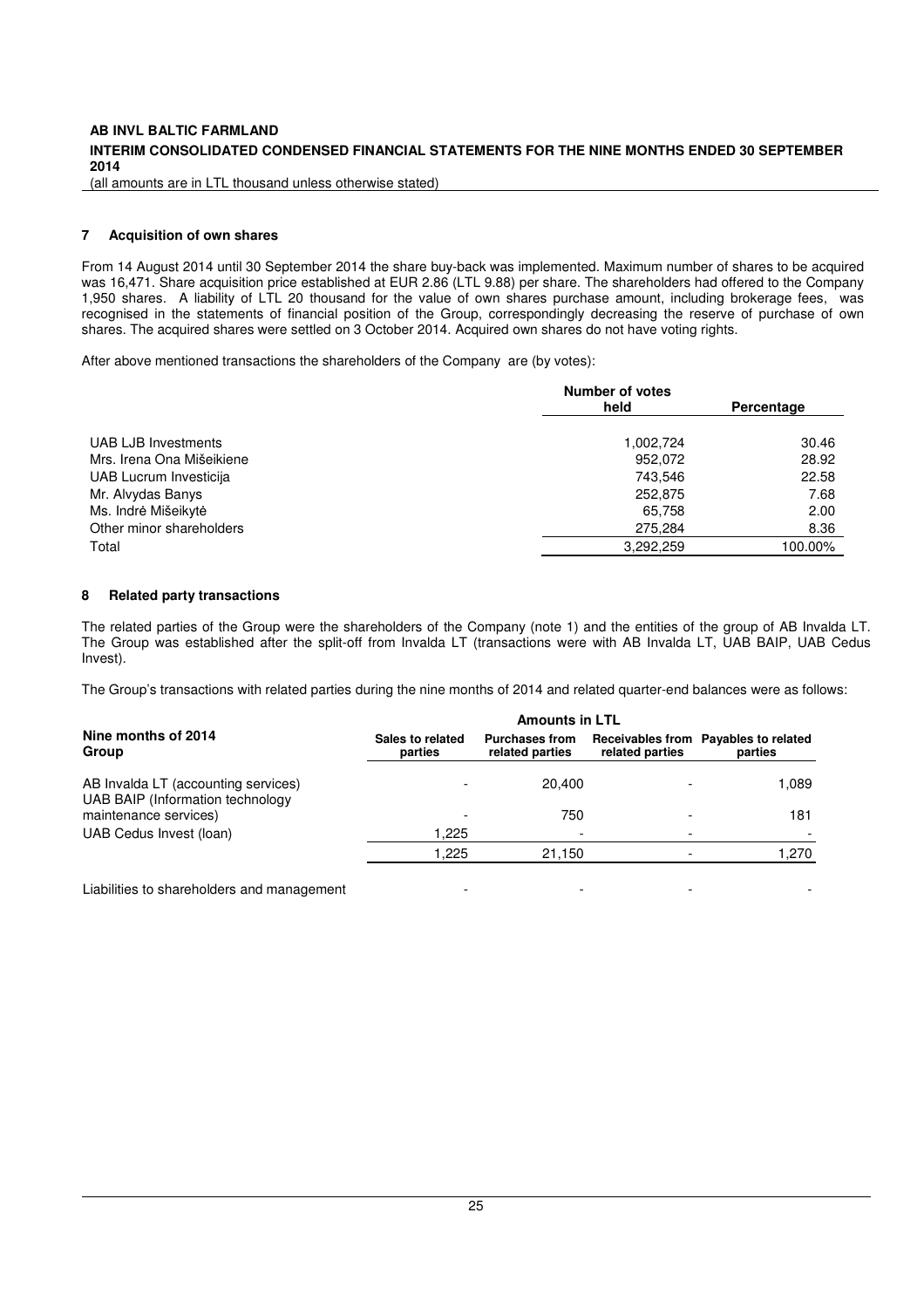## 7 Acquisition of own shares

From 14 August 2014 until 30 September 2014 the share buy-back was implemented. Maximum number of shares to be acquired was 16,471. Share acquisition price established at EUR 2.86 (LTL 9.88) per share. The shareholders had offered to the Company 1,950 shares. A liability of LTL 20 thousand for the value of own shares purchase amount, including brokerage fees, was recognised in the statements of financial position of the Group, correspondingly decreasing the reserve of purchase of own shares. The acquired shares were settled on 3 October 2014. Acquired own shares do not have voting rights.

After above mentioned transactions the shareholders of the Company are (by votes):

| | Number of votes held | Percentage |
|---|---|---|
| UAB LJB Investments | 1,002,724 | 30.46 |
| Mrs. Irena Ona Mišeikiene | 952,072 | 28.92 |
| UAB Lucrum Investicija | 743,546 | 22.58 |
| Mr. Alvydas Banys | 252,875 | 7.68 |
| Ms. Indrė Mišeikytė | 65,758 | 2.00 |
| Other minor shareholders | 275,284 | 8.36 |
| Total | 3,292,259 | 100.00% |

## 8 Related party transactions

The related parties of the Group were the shareholders of the Company (note 1) and the entities of the group of AB Invalda LT. The Group was established after the split-off from Invalda LT (transactions were with AB Invalda LT, UAB BAIP, UAB Cedus Invest).

The Group's transactions with related parties during the nine months of 2014 and related quarter-end balances were as follows:

| Nine months of 2014 Group | Amounts in LTL | | | |
|---|---|---|---|---|
| | Sales to related parties | Purchases from related parties | Receivables from related parties | Payables to related parties |
| AB Invalda LT (accounting services) | - | 20,400 | - | 1,089 |
| UAB BAIP (Information technology maintenance services) | - | 750 | - | 181 |
| UAB Cedus Invest (loan) | 1,225 | - | - | - |
| | 1,225 | 21,150 | - | 1,270 |
| Liabilities to shareholders and management | - | - | - | - |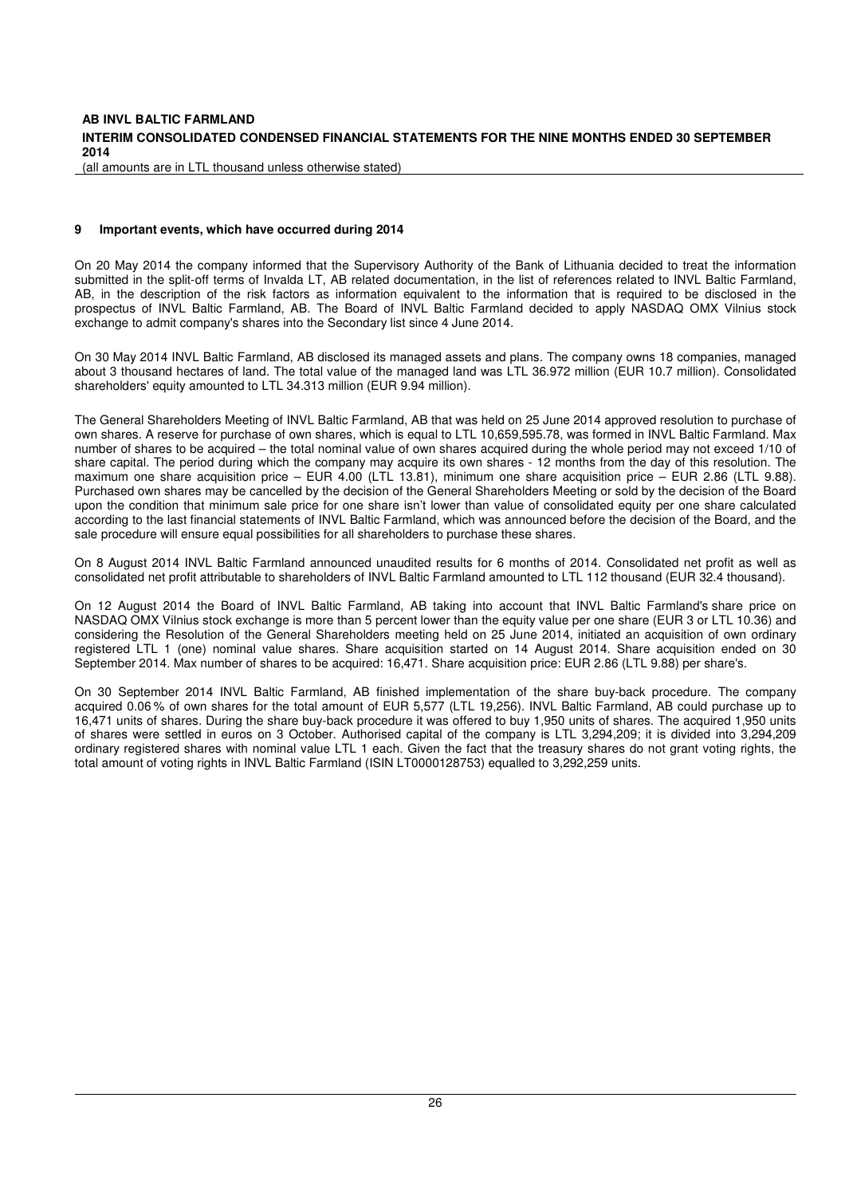## 9 Important events, which have occurred during 2014

On 20 May 2014 the company informed that the Supervisory Authority of the Bank of Lithuania decided to treat the information submitted in the split-off terms of Invalda LT, AB related documentation, in the list of references related to INVL Baltic Farmland, AB, in the description of the risk factors as information equivalent to the information that is required to be disclosed in the prospectus of INVL Baltic Farmland, AB. The Board of INVL Baltic Farmland decided to apply NASDAQ OMX Vilnius stock exchange to admit company's shares into the Secondary list since 4 June 2014.

On 30 May 2014 INVL Baltic Farmland, AB disclosed its managed assets and plans. The company owns 18 companies, managed about 3 thousand hectares of land. The total value of the managed land was LTL 36.972 million (EUR 10.7 million). Consolidated shareholders' equity amounted to LTL 34.313 million (EUR 9.94 million).

The General Shareholders Meeting of INVL Baltic Farmland, AB that was held on 25 June 2014 approved resolution to purchase of own shares. A reserve for purchase of own shares, which is equal to LTL 10,659,595.78, was formed in INVL Baltic Farmland. Max number of shares to be acquired – the total nominal value of own shares acquired during the whole period may not exceed 1/10 of share capital. The period during which the company may acquire its own shares - 12 months from the day of this resolution. The maximum one share acquisition price – EUR 4.00 (LTL 13.81), minimum one share acquisition price – EUR 2.86 (LTL 9.88). Purchased own shares may be cancelled by the decision of the General Shareholders Meeting or sold by the decision of the Board upon the condition that minimum sale price for one share isn't lower than value of consolidated equity per one share calculated according to the last financial statements of INVL Baltic Farmland, which was announced before the decision of the Board, and the sale procedure will ensure equal possibilities for all shareholders to purchase these shares.

On 8 August 2014 INVL Baltic Farmland announced unaudited results for 6 months of 2014. Consolidated net profit as well as consolidated net profit attributable to shareholders of INVL Baltic Farmland amounted to LTL 112 thousand (EUR 32.4 thousand).

On 12 August 2014 the Board of INVL Baltic Farmland, AB taking into account that INVL Baltic Farmland's share price on NASDAQ OMX Vilnius stock exchange is more than 5 percent lower than the equity value per one share (EUR 3 or LTL 10.36) and considering the Resolution of the General Shareholders meeting held on 25 June 2014, initiated an acquisition of own ordinary registered LTL 1 (one) nominal value shares. Share acquisition started on 14 August 2014. Share acquisition ended on 30 September 2014. Max number of shares to be acquired: 16,471. Share acquisition price: EUR 2.86 (LTL 9.88) per share's.

On 30 September 2014 INVL Baltic Farmland, AB finished implementation of the share buy-back procedure. The company acquired 0.06 % of own shares for the total amount of EUR 5,577 (LTL 19,256). INVL Baltic Farmland, AB could purchase up to 16,471 units of shares. During the share buy-back procedure it was offered to buy 1,950 units of shares. The acquired 1,950 units of shares were settled in euros on 3 October. Authorised capital of the company is LTL 3,294,209; it is divided into 3,294,209 ordinary registered shares with nominal value LTL 1 each. Given the fact that the treasury shares do not grant voting rights, the total amount of voting rights in INVL Baltic Farmland (ISIN LT0000128753) equalled to 3,292,259 units.